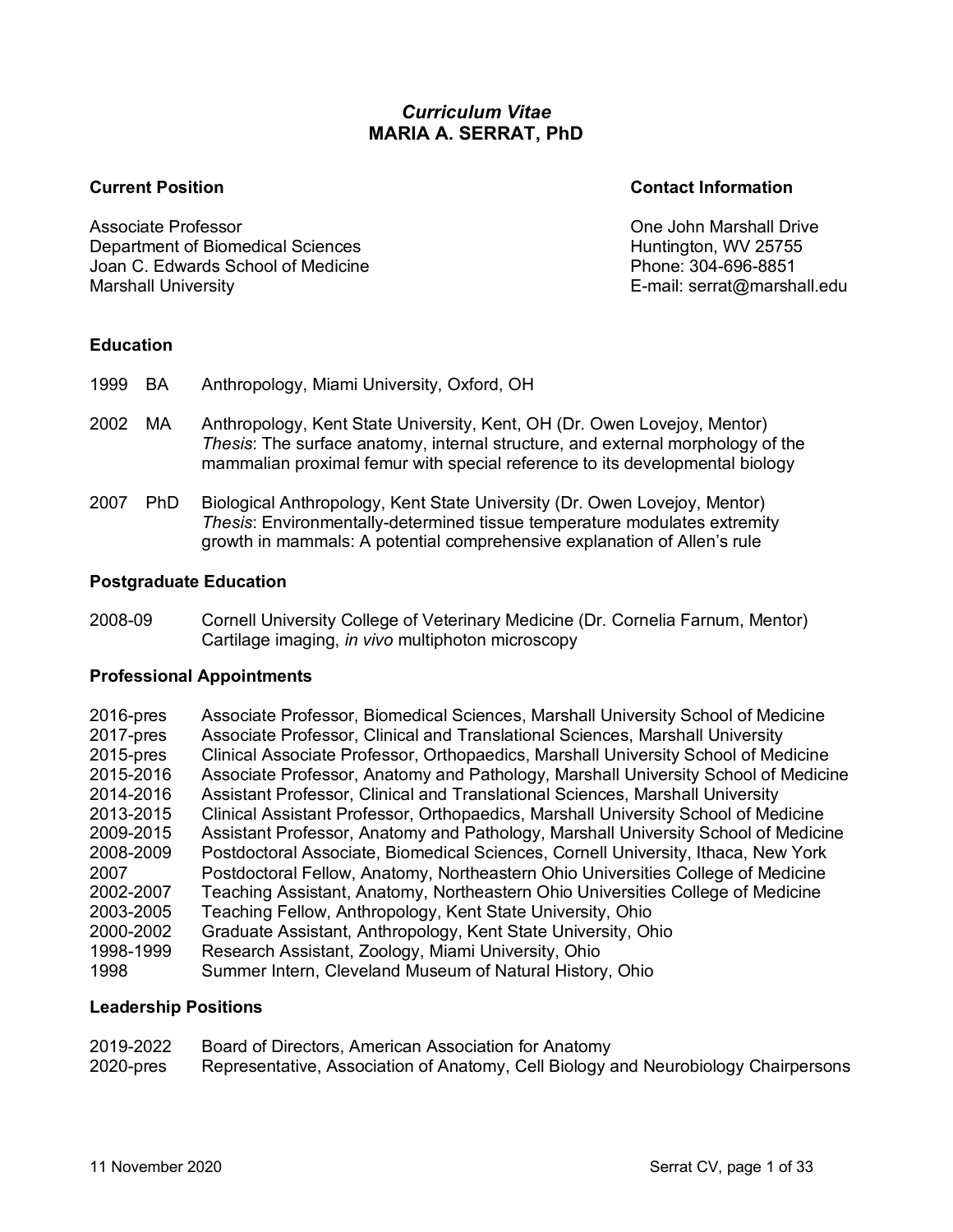# *Curriculum Vitae*
# MARIA A. SERRAT, PhD

### Current Position

Associate Professor
Department of Biomedical Sciences
Joan C. Edwards School of Medicine
Marshall University

### Contact Information

One John Marshall Drive
Huntington, WV 25755
Phone: 304-696-8851
E-mail: serrat@marshall.edu

### Education

1999 BA Anthropology, Miami University, Oxford, OH

2002 MA Anthropology, Kent State University, Kent, OH (Dr. Owen Lovejoy, Mentor)
*Thesis*: The surface anatomy, internal structure, and external morphology of the mammalian proximal femur with special reference to its developmental biology

2007 PhD Biological Anthropology, Kent State University (Dr. Owen Lovejoy, Mentor)
*Thesis*: Environmentally-determined tissue temperature modulates extremity growth in mammals: A potential comprehensive explanation of Allen's rule

### Postgraduate Education

2008-09 Cornell University College of Veterinary Medicine (Dr. Cornelia Farnum, Mentor)
Cartilage imaging, *in vivo* multiphoton microscopy

### Professional Appointments

2016-pres Associate Professor, Biomedical Sciences, Marshall University School of Medicine
2017-pres Associate Professor, Clinical and Translational Sciences, Marshall University
2015-pres Clinical Associate Professor, Orthopaedics, Marshall University School of Medicine
2015-2016 Associate Professor, Anatomy and Pathology, Marshall University School of Medicine
2014-2016 Assistant Professor, Clinical and Translational Sciences, Marshall University
2013-2015 Clinical Assistant Professor, Orthopaedics, Marshall University School of Medicine
2009-2015 Assistant Professor, Anatomy and Pathology, Marshall University School of Medicine
2008-2009 Postdoctoral Associate, Biomedical Sciences, Cornell University, Ithaca, New York
2007 Postdoctoral Fellow, Anatomy, Northeastern Ohio Universities College of Medicine
2002-2007 Teaching Assistant, Anatomy, Northeastern Ohio Universities College of Medicine
2003-2005 Teaching Fellow, Anthropology, Kent State University, Ohio
2000-2002 Graduate Assistant, Anthropology, Kent State University, Ohio
1998-1999 Research Assistant, Zoology, Miami University, Ohio
1998 Summer Intern, Cleveland Museum of Natural History, Ohio

### Leadership Positions

2019-2022 Board of Directors, American Association for Anatomy
2020-pres Representative, Association of Anatomy, Cell Biology and Neurobiology Chairpersons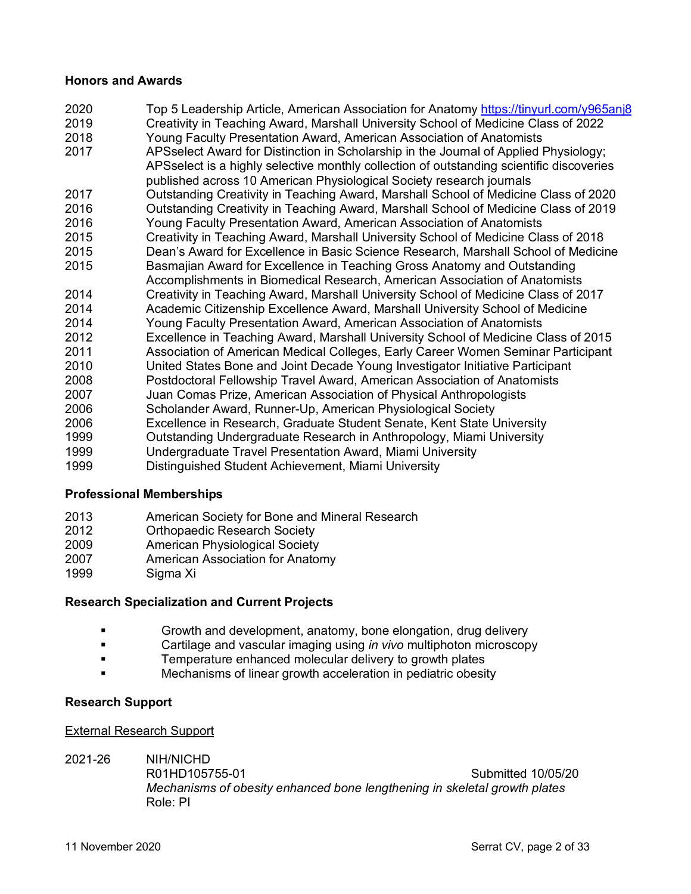### Honors and Awards

| | |
|---|---|
| 2020 | Top 5 Leadership Article, American Association for Anatomy https://tinyurl.com/y965anj8 |
| 2019 | Creativity in Teaching Award, Marshall University School of Medicine Class of 2022 |
| 2018 | Young Faculty Presentation Award, American Association of Anatomists |
| 2017 | APSselect Award for Distinction in Scholarship in the Journal of Applied Physiology; APSselect is a highly selective monthly collection of outstanding scientific discoveries published across 10 American Physiological Society research journals |
| 2017 | Outstanding Creativity in Teaching Award, Marshall School of Medicine Class of 2020 |
| 2016 | Outstanding Creativity in Teaching Award, Marshall School of Medicine Class of 2019 |
| 2016 | Young Faculty Presentation Award, American Association of Anatomists |
| 2015 | Creativity in Teaching Award, Marshall University School of Medicine Class of 2018 |
| 2015 | Dean's Award for Excellence in Basic Science Research, Marshall School of Medicine |
| 2015 | Basmajian Award for Excellence in Teaching Gross Anatomy and Outstanding Accomplishments in Biomedical Research, American Association of Anatomists |
| 2014 | Creativity in Teaching Award, Marshall University School of Medicine Class of 2017 |
| 2014 | Academic Citizenship Excellence Award, Marshall University School of Medicine |
| 2014 | Young Faculty Presentation Award, American Association of Anatomists |
| 2012 | Excellence in Teaching Award, Marshall University School of Medicine Class of 2015 |
| 2011 | Association of American Medical Colleges, Early Career Women Seminar Participant |
| 2010 | United States Bone and Joint Decade Young Investigator Initiative Participant |
| 2008 | Postdoctoral Fellowship Travel Award, American Association of Anatomists |
| 2007 | Juan Comas Prize, American Association of Physical Anthropologists |
| 2006 | Scholander Award, Runner-Up, American Physiological Society |
| 2006 | Excellence in Research, Graduate Student Senate, Kent State University |
| 1999 | Outstanding Undergraduate Research in Anthropology, Miami University |
| 1999 | Undergraduate Travel Presentation Award, Miami University |
| 1999 | Distinguished Student Achievement, Miami University |

### Professional Memberships

| | |
|---|---|
| 2013 | American Society for Bone and Mineral Research |
| 2012 | Orthopaedic Research Society |
| 2009 | American Physiological Society |
| 2007 | American Association for Anatomy |
| 1999 | Sigma Xi |

### Research Specialization and Current Projects

- Growth and development, anatomy, bone elongation, drug delivery
- Cartilage and vascular imaging using *in vivo* multiphoton microscopy
- Temperature enhanced molecular delivery to growth plates
- Mechanisms of linear growth acceleration in pediatric obesity

### Research Support

External Research Support

2021-26 NIH/NICHD
R01HD105755-01 Submitted 10/05/20
*Mechanisms of obesity enhanced bone lengthening in skeletal growth plates*
Role: PI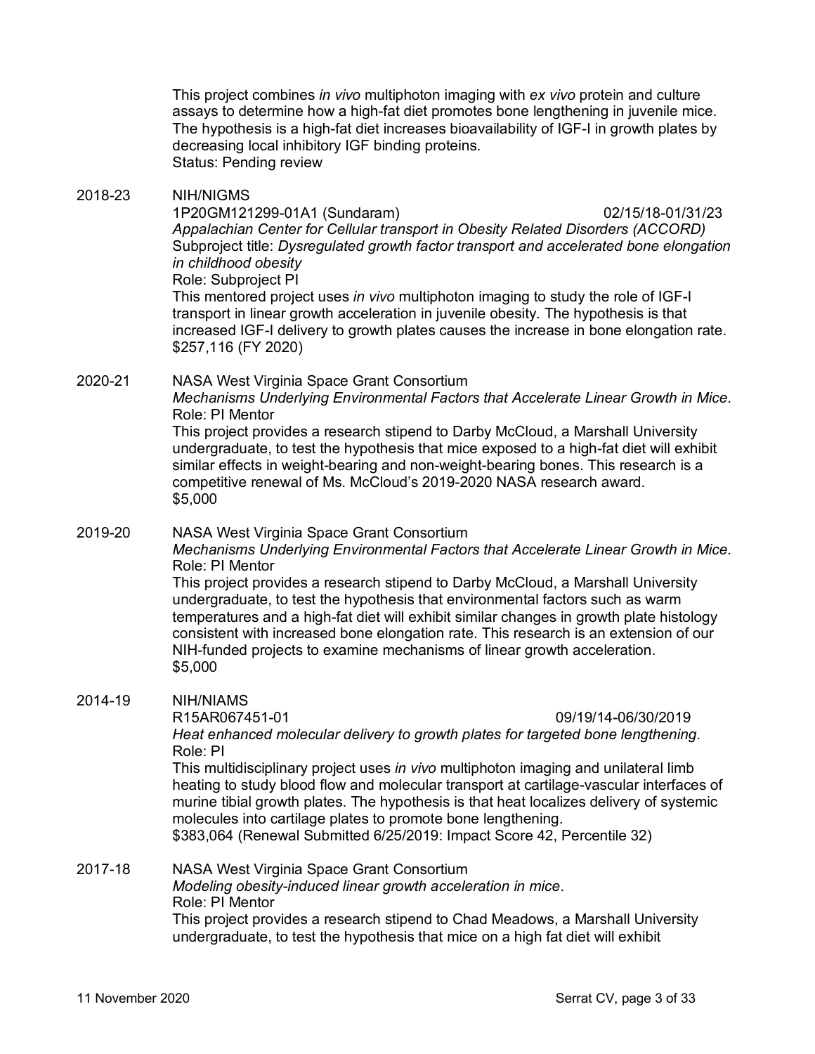This project combines *in vivo* multiphoton imaging with *ex vivo* protein and culture assays to determine how a high-fat diet promotes bone lengthening in juvenile mice. The hypothesis is a high-fat diet increases bioavailability of IGF-I in growth plates by decreasing local inhibitory IGF binding proteins.
Status: Pending review

2018-23 NIH/NIGMS
1P20GM121299-01A1 (Sundaram) 02/15/18-01/31/23
*Appalachian Center for Cellular transport in Obesity Related Disorders (ACCORD)*
Subproject title: *Dysregulated growth factor transport and accelerated bone elongation in childhood obesity*
Role: Subproject PI
This mentored project uses *in vivo* multiphoton imaging to study the role of IGF-I transport in linear growth acceleration in juvenile obesity. The hypothesis is that increased IGF-I delivery to growth plates causes the increase in bone elongation rate.
$257,116 (FY 2020)

2020-21 NASA West Virginia Space Grant Consortium
*Mechanisms Underlying Environmental Factors that Accelerate Linear Growth in Mice*.
Role: PI Mentor
This project provides a research stipend to Darby McCloud, a Marshall University undergraduate, to test the hypothesis that mice exposed to a high-fat diet will exhibit similar effects in weight-bearing and non-weight-bearing bones. This research is a competitive renewal of Ms. McCloud's 2019-2020 NASA research award.
$5,000

2019-20 NASA West Virginia Space Grant Consortium
*Mechanisms Underlying Environmental Factors that Accelerate Linear Growth in Mice*.
Role: PI Mentor
This project provides a research stipend to Darby McCloud, a Marshall University undergraduate, to test the hypothesis that environmental factors such as warm temperatures and a high-fat diet will exhibit similar changes in growth plate histology consistent with increased bone elongation rate. This research is an extension of our NIH-funded projects to examine mechanisms of linear growth acceleration.
$5,000

2014-19 NIH/NIAMS
R15AR067451-01 09/19/14-06/30/2019
*Heat enhanced molecular delivery to growth plates for targeted bone lengthening*.
Role: PI
This multidisciplinary project uses *in vivo* multiphoton imaging and unilateral limb heating to study blood flow and molecular transport at cartilage-vascular interfaces of murine tibial growth plates. The hypothesis is that heat localizes delivery of systemic molecules into cartilage plates to promote bone lengthening.
$383,064 (Renewal Submitted 6/25/2019: Impact Score 42, Percentile 32)

2017-18 NASA West Virginia Space Grant Consortium
*Modeling obesity-induced linear growth acceleration in mice*.
Role: PI Mentor
This project provides a research stipend to Chad Meadows, a Marshall University undergraduate, to test the hypothesis that mice on a high fat diet will exhibit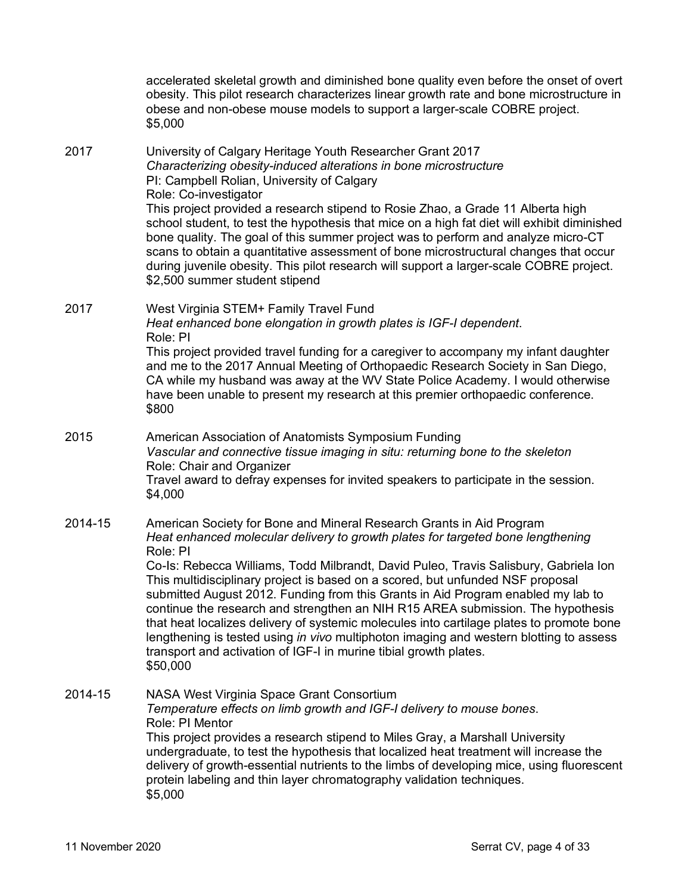accelerated skeletal growth and diminished bone quality even before the onset of overt obesity. This pilot research characterizes linear growth rate and bone microstructure in obese and non-obese mouse models to support a larger-scale COBRE project.
$5,000

2017 University of Calgary Heritage Youth Researcher Grant 2017
*Characterizing obesity-induced alterations in bone microstructure*
PI: Campbell Rolian, University of Calgary
Role: Co-investigator
This project provided a research stipend to Rosie Zhao, a Grade 11 Alberta high school student, to test the hypothesis that mice on a high fat diet will exhibit diminished bone quality. The goal of this summer project was to perform and analyze micro-CT scans to obtain a quantitative assessment of bone microstructural changes that occur during juvenile obesity. This pilot research will support a larger-scale COBRE project.
$2,500 summer student stipend

2017 West Virginia STEM+ Family Travel Fund
*Heat enhanced bone elongation in growth plates is IGF-I dependent*.
Role: PI
This project provided travel funding for a caregiver to accompany my infant daughter and me to the 2017 Annual Meeting of Orthopaedic Research Society in San Diego, CA while my husband was away at the WV State Police Academy. I would otherwise have been unable to present my research at this premier orthopaedic conference.
$800

2015 American Association of Anatomists Symposium Funding
*Vascular and connective tissue imaging in situ: returning bone to the skeleton*
Role: Chair and Organizer
Travel award to defray expenses for invited speakers to participate in the session.
$4,000

2014-15 American Society for Bone and Mineral Research Grants in Aid Program
*Heat enhanced molecular delivery to growth plates for targeted bone lengthening*
Role: PI
Co-Is: Rebecca Williams, Todd Milbrandt, David Puleo, Travis Salisbury, Gabriela Ion
This multidisciplinary project is based on a scored, but unfunded NSF proposal submitted August 2012. Funding from this Grants in Aid Program enabled my lab to continue the research and strengthen an NIH R15 AREA submission. The hypothesis that heat localizes delivery of systemic molecules into cartilage plates to promote bone lengthening is tested using *in vivo* multiphoton imaging and western blotting to assess transport and activation of IGF-I in murine tibial growth plates.
$50,000

2014-15 NASA West Virginia Space Grant Consortium
*Temperature effects on limb growth and IGF-I delivery to mouse bones*.
Role: PI Mentor
This project provides a research stipend to Miles Gray, a Marshall University undergraduate, to test the hypothesis that localized heat treatment will increase the delivery of growth-essential nutrients to the limbs of developing mice, using fluorescent protein labeling and thin layer chromatography validation techniques.
$5,000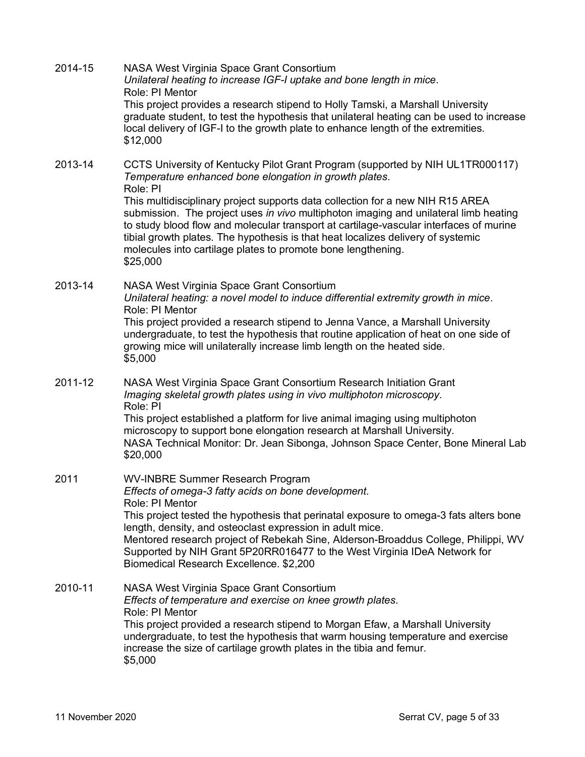2014-15 NASA West Virginia Space Grant Consortium
*Unilateral heating to increase IGF-I uptake and bone length in mice*.
Role: PI Mentor
This project provides a research stipend to Holly Tamski, a Marshall University graduate student, to test the hypothesis that unilateral heating can be used to increase local delivery of IGF-I to the growth plate to enhance length of the extremities.
$12,000

2013-14 CCTS University of Kentucky Pilot Grant Program (supported by NIH UL1TR000117)
*Temperature enhanced bone elongation in growth plates*.
Role: PI
This multidisciplinary project supports data collection for a new NIH R15 AREA submission. The project uses *in vivo* multiphoton imaging and unilateral limb heating to study blood flow and molecular transport at cartilage-vascular interfaces of murine tibial growth plates. The hypothesis is that heat localizes delivery of systemic molecules into cartilage plates to promote bone lengthening.
$25,000

2013-14 NASA West Virginia Space Grant Consortium
*Unilateral heating: a novel model to induce differential extremity growth in mice*.
Role: PI Mentor
This project provided a research stipend to Jenna Vance, a Marshall University undergraduate, to test the hypothesis that routine application of heat on one side of growing mice will unilaterally increase limb length on the heated side.
$5,000

2011-12 NASA West Virginia Space Grant Consortium Research Initiation Grant
*Imaging skeletal growth plates using in vivo multiphoton microscopy*.
Role: PI
This project established a platform for live animal imaging using multiphoton microscopy to support bone elongation research at Marshall University.
NASA Technical Monitor: Dr. Jean Sibonga, Johnson Space Center, Bone Mineral Lab
$20,000

2011 WV-INBRE Summer Research Program
*Effects of omega-3 fatty acids on bone development.*
Role: PI Mentor
This project tested the hypothesis that perinatal exposure to omega-3 fats alters bone length, density, and osteoclast expression in adult mice.
Mentored research project of Rebekah Sine, Alderson-Broaddus College, Philippi, WV
Supported by NIH Grant 5P20RR016477 to the West Virginia IDeA Network for Biomedical Research Excellence. $2,200

2010-11 NASA West Virginia Space Grant Consortium
*Effects of temperature and exercise on knee growth plates*.
Role: PI Mentor
This project provided a research stipend to Morgan Efaw, a Marshall University undergraduate, to test the hypothesis that warm housing temperature and exercise increase the size of cartilage growth plates in the tibia and femur.
$5,000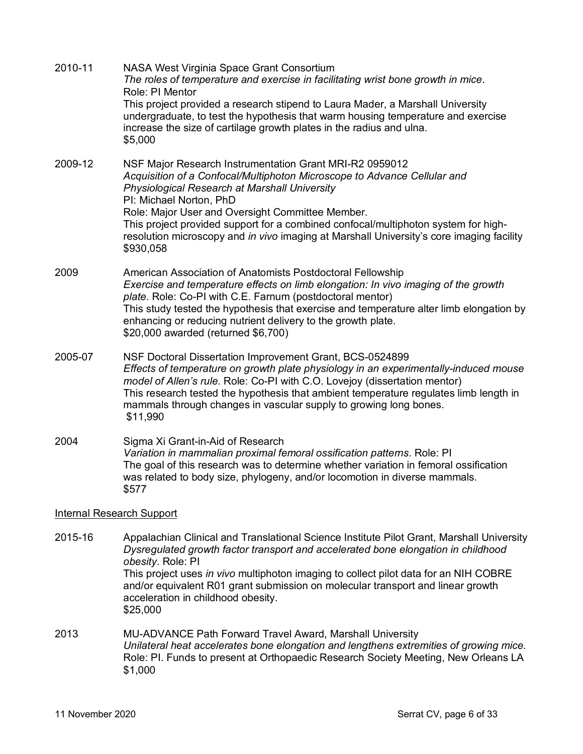2010-11 NASA West Virginia Space Grant Consortium
*The roles of temperature and exercise in facilitating wrist bone growth in mice*.
Role: PI Mentor
This project provided a research stipend to Laura Mader, a Marshall University undergraduate, to test the hypothesis that warm housing temperature and exercise increase the size of cartilage growth plates in the radius and ulna.
$5,000

2009-12 NSF Major Research Instrumentation Grant MRI-R2 0959012
*Acquisition of a Confocal/Multiphoton Microscope to Advance Cellular and Physiological Research at Marshall University*
PI: Michael Norton, PhD
Role: Major User and Oversight Committee Member.
This project provided support for a combined confocal/multiphoton system for high-resolution microscopy and *in vivo* imaging at Marshall University's core imaging facility
$930,058

2009 American Association of Anatomists Postdoctoral Fellowship
*Exercise and temperature effects on limb elongation: In vivo imaging of the growth plate*. Role: Co-PI with C.E. Farnum (postdoctoral mentor)
This study tested the hypothesis that exercise and temperature alter limb elongation by enhancing or reducing nutrient delivery to the growth plate.
$20,000 awarded (returned $6,700)

2005-07 NSF Doctoral Dissertation Improvement Grant, BCS-0524899
*Effects of temperature on growth plate physiology in an experimentally-induced mouse model of Allen's rule.* Role: Co-PI with C.O. Lovejoy (dissertation mentor)
This research tested the hypothesis that ambient temperature regulates limb length in mammals through changes in vascular supply to growing long bones.
$11,990

2004 Sigma Xi Grant-in-Aid of Research
*Variation in mammalian proximal femoral ossification patterns*. Role: PI
The goal of this research was to determine whether variation in femoral ossification was related to body size, phylogeny, and/or locomotion in diverse mammals.
$577

<u>Internal Research Support</u>

2015-16 Appalachian Clinical and Translational Science Institute Pilot Grant, Marshall University
*Dysregulated growth factor transport and accelerated bone elongation in childhood obesity*. Role: PI
This project uses *in vivo* multiphoton imaging to collect pilot data for an NIH COBRE and/or equivalent R01 grant submission on molecular transport and linear growth acceleration in childhood obesity.
$25,000

2013 MU-ADVANCE Path Forward Travel Award, Marshall University
*Unilateral heat accelerates bone elongation and lengthens extremities of growing mice.*
Role: PI. Funds to present at Orthopaedic Research Society Meeting, New Orleans LA
$1,000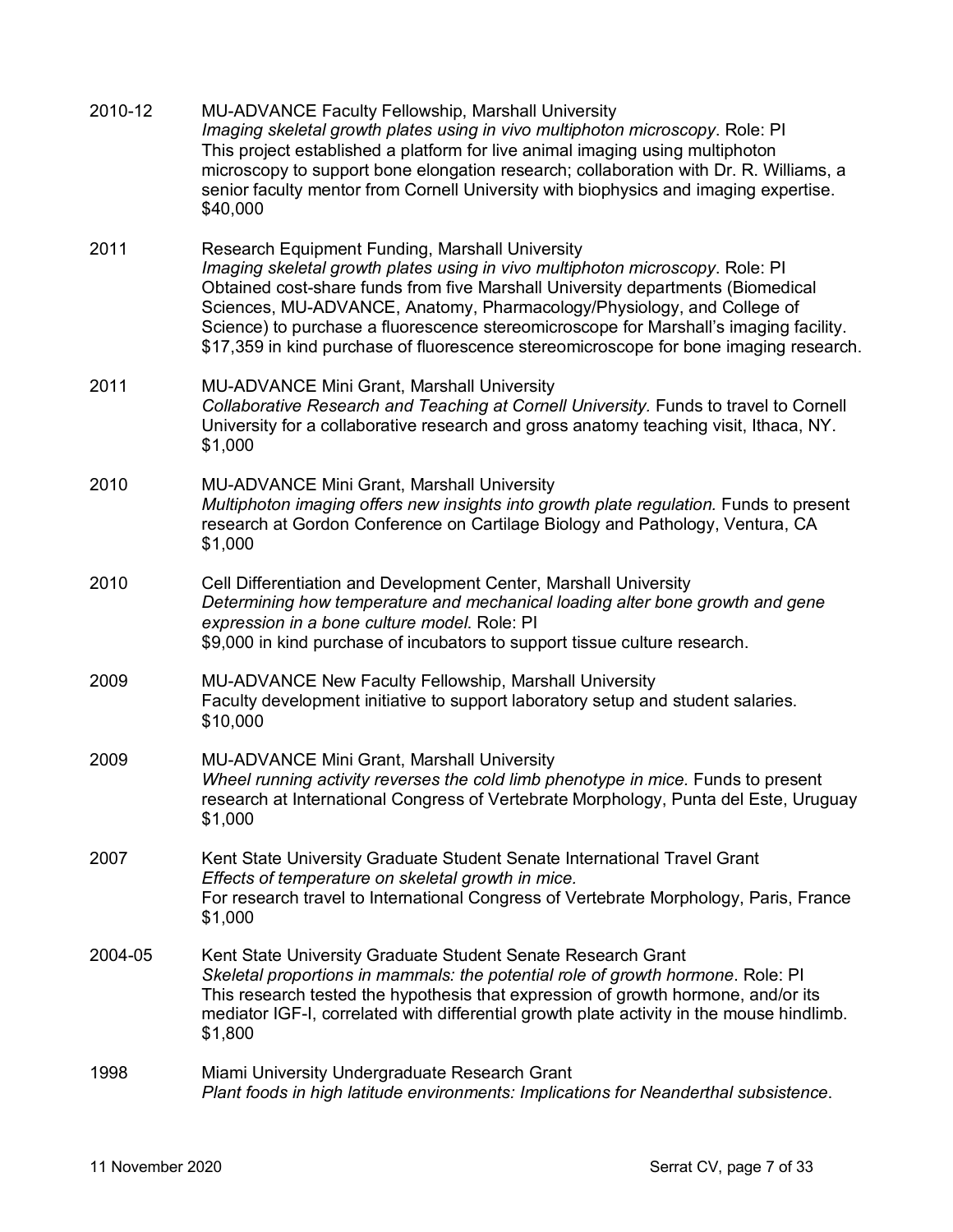2010-12 MU-ADVANCE Faculty Fellowship, Marshall University
*Imaging skeletal growth plates using in vivo multiphoton microscopy*. Role: PI
This project established a platform for live animal imaging using multiphoton microscopy to support bone elongation research; collaboration with Dr. R. Williams, a senior faculty mentor from Cornell University with biophysics and imaging expertise.
$40,000

2011 Research Equipment Funding, Marshall University
*Imaging skeletal growth plates using in vivo multiphoton microscopy*. Role: PI
Obtained cost-share funds from five Marshall University departments (Biomedical Sciences, MU-ADVANCE, Anatomy, Pharmacology/Physiology, and College of Science) to purchase a fluorescence stereomicroscope for Marshall's imaging facility.
$17,359 in kind purchase of fluorescence stereomicroscope for bone imaging research.

2011 MU-ADVANCE Mini Grant, Marshall University
*Collaborative Research and Teaching at Cornell University*. Funds to travel to Cornell University for a collaborative research and gross anatomy teaching visit, Ithaca, NY.
$1,000

2010 MU-ADVANCE Mini Grant, Marshall University
*Multiphoton imaging offers new insights into growth plate regulation.* Funds to present research at Gordon Conference on Cartilage Biology and Pathology, Ventura, CA
$1,000

2010 Cell Differentiation and Development Center, Marshall University
*Determining how temperature and mechanical loading alter bone growth and gene expression in a bone culture model*. Role: PI
$9,000 in kind purchase of incubators to support tissue culture research.

2009 MU-ADVANCE New Faculty Fellowship, Marshall University
Faculty development initiative to support laboratory setup and student salaries.
$10,000

2009 MU-ADVANCE Mini Grant, Marshall University
*Wheel running activity reverses the cold limb phenotype in mice.* Funds to present research at International Congress of Vertebrate Morphology, Punta del Este, Uruguay
$1,000

2007 Kent State University Graduate Student Senate International Travel Grant
*Effects of temperature on skeletal growth in mice.*
For research travel to International Congress of Vertebrate Morphology, Paris, France
$1,000

2004-05 Kent State University Graduate Student Senate Research Grant
*Skeletal proportions in mammals: the potential role of growth hormone*. Role: PI
This research tested the hypothesis that expression of growth hormone, and/or its mediator IGF-I, correlated with differential growth plate activity in the mouse hindlimb.
$1,800

1998 Miami University Undergraduate Research Grant
*Plant foods in high latitude environments: Implications for Neanderthal subsistence*.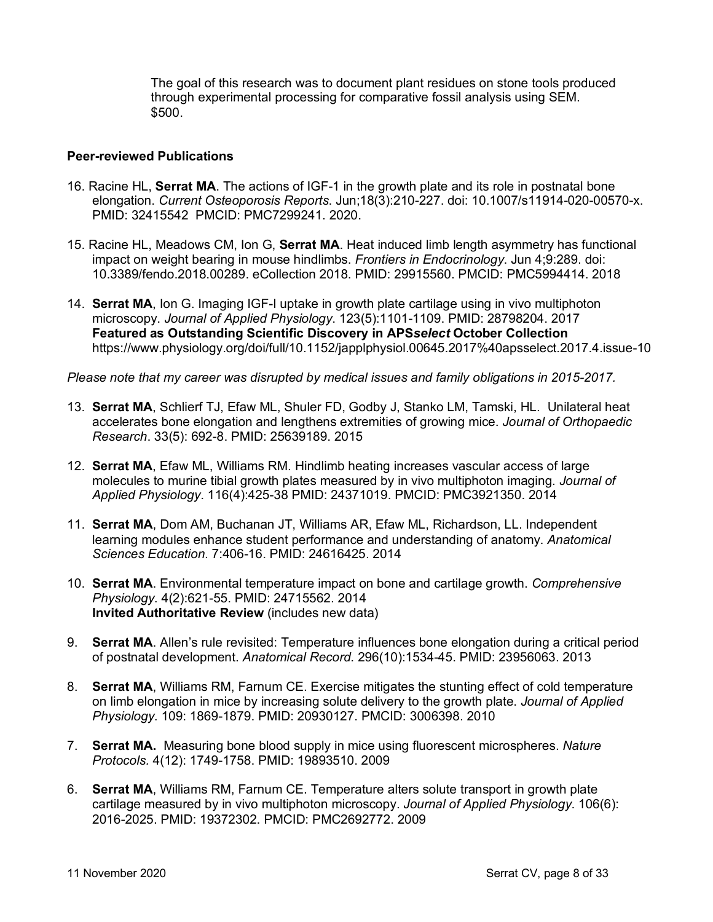The goal of this research was to document plant residues on stone tools produced through experimental processing for comparative fossil analysis using SEM. $500.

**Peer-reviewed Publications**

16. Racine HL, **Serrat MA**. The actions of IGF-1 in the growth plate and its role in postnatal bone elongation. *Current Osteoporosis Reports*. Jun;18(3):210-227. doi: 10.1007/s11914-020-00570-x. PMID: 32415542 PMCID: PMC7299241. 2020.

15. Racine HL, Meadows CM, Ion G, **Serrat MA**. Heat induced limb length asymmetry has functional impact on weight bearing in mouse hindlimbs. *Frontiers in Endocrinology*. Jun 4;9:289. doi: 10.3389/fendo.2018.00289. eCollection 2018. PMID: 29915560. PMCID: PMC5994414. 2018

14. **Serrat MA**, Ion G. Imaging IGF-I uptake in growth plate cartilage using in vivo multiphoton microscopy. *Journal of Applied Physiology*. 123(5):1101-1109. PMID: 28798204. 2017
    **Featured as Outstanding Scientific Discovery in APS*select* October Collection**
    https://www.physiology.org/doi/full/10.1152/japplphysiol.00645.2017%40apsselect.2017.4.issue-10

*Please note that my career was disrupted by medical issues and family obligations in 2015-2017.*

13. **Serrat MA**, Schlierf TJ, Efaw ML, Shuler FD, Godby J, Stanko LM, Tamski, HL. Unilateral heat accelerates bone elongation and lengthens extremities of growing mice. *Journal of Orthopaedic Research*. 33(5): 692-8. PMID: 25639189. 2015

12. **Serrat MA**, Efaw ML, Williams RM. Hindlimb heating increases vascular access of large molecules to murine tibial growth plates measured by in vivo multiphoton imaging. *Journal of Applied Physiology*. 116(4):425-38 PMID: 24371019. PMCID: PMC3921350. 2014

11. **Serrat MA**, Dom AM, Buchanan JT, Williams AR, Efaw ML, Richardson, LL. Independent learning modules enhance student performance and understanding of anatomy. *Anatomical Sciences Education*. 7:406-16. PMID: 24616425. 2014

10. **Serrat MA**. Environmental temperature impact on bone and cartilage growth. *Comprehensive Physiology*. 4(2):621-55. PMID: 24715562. 2014
    **Invited Authoritative Review** (includes new data)

9. **Serrat MA**. Allen's rule revisited: Temperature influences bone elongation during a critical period of postnatal development. *Anatomical Record*. 296(10):1534-45. PMID: 23956063. 2013

8. **Serrat MA**, Williams RM, Farnum CE. Exercise mitigates the stunting effect of cold temperature on limb elongation in mice by increasing solute delivery to the growth plate. *Journal of Applied Physiology*. 109: 1869-1879. PMID: 20930127. PMCID: 3006398. 2010

7. **Serrat MA.** Measuring bone blood supply in mice using fluorescent microspheres. *Nature Protocols*. 4(12): 1749-1758. PMID: 19893510. 2009

6. **Serrat MA**, Williams RM, Farnum CE. Temperature alters solute transport in growth plate cartilage measured by in vivo multiphoton microscopy. *Journal of Applied Physiology*. 106(6): 2016-2025. PMID: 19372302. PMCID: PMC2692772. 2009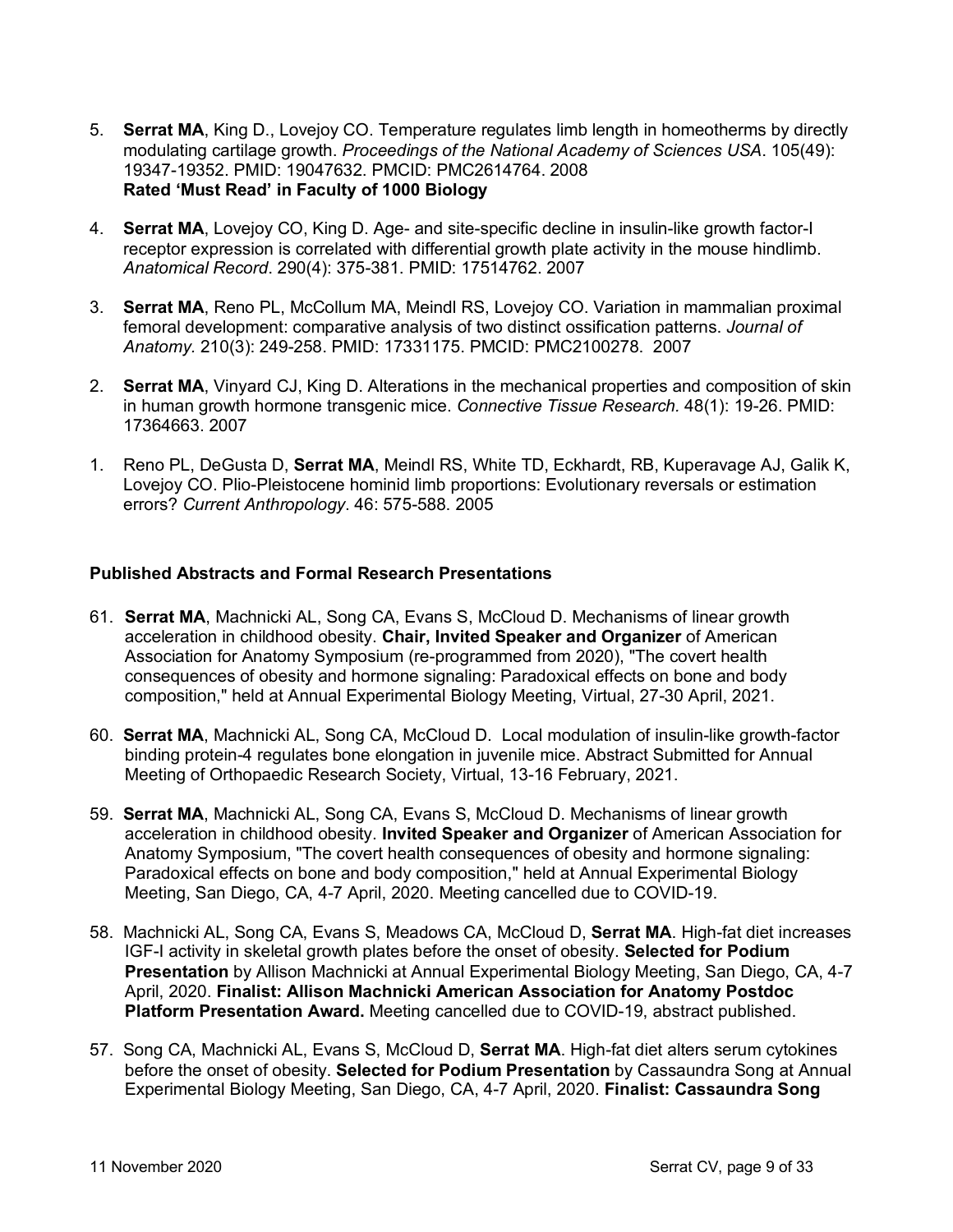5. **Serrat MA**, King D., Lovejoy CO. Temperature regulates limb length in homeotherms by directly modulating cartilage growth. *Proceedings of the National Academy of Sciences USA*. 105(49): 19347-19352. PMID: 19047632. PMCID: PMC2614764. 2008
   **Rated 'Must Read' in Faculty of 1000 Biology**

4. **Serrat MA**, Lovejoy CO, King D. Age- and site-specific decline in insulin-like growth factor-I receptor expression is correlated with differential growth plate activity in the mouse hindlimb. *Anatomical Record*. 290(4): 375-381. PMID: 17514762. 2007

3. **Serrat MA**, Reno PL, McCollum MA, Meindl RS, Lovejoy CO. Variation in mammalian proximal femoral development: comparative analysis of two distinct ossification patterns. *Journal of Anatomy.* 210(3): 249-258. PMID: 17331175. PMCID: PMC2100278. 2007

2. **Serrat MA**, Vinyard CJ, King D. Alterations in the mechanical properties and composition of skin in human growth hormone transgenic mice. *Connective Tissue Research.* 48(1): 19-26. PMID: 17364663. 2007

1. Reno PL, DeGusta D, **Serrat MA**, Meindl RS, White TD, Eckhardt, RB, Kuperavage AJ, Galik K, Lovejoy CO. Plio-Pleistocene hominid limb proportions: Evolutionary reversals or estimation errors? *Current Anthropology*. 46: 575-588. 2005

**Published Abstracts and Formal Research Presentations**

61. **Serrat MA**, Machnicki AL, Song CA, Evans S, McCloud D. Mechanisms of linear growth acceleration in childhood obesity. **Chair, Invited Speaker and Organizer** of American Association for Anatomy Symposium (re-programmed from 2020), "The covert health consequences of obesity and hormone signaling: Paradoxical effects on bone and body composition," held at Annual Experimental Biology Meeting, Virtual, 27-30 April, 2021.

60. **Serrat MA**, Machnicki AL, Song CA, McCloud D. Local modulation of insulin-like growth-factor binding protein-4 regulates bone elongation in juvenile mice. Abstract Submitted for Annual Meeting of Orthopaedic Research Society, Virtual, 13-16 February, 2021.

59. **Serrat MA**, Machnicki AL, Song CA, Evans S, McCloud D. Mechanisms of linear growth acceleration in childhood obesity. **Invited Speaker and Organizer** of American Association for Anatomy Symposium, "The covert health consequences of obesity and hormone signaling: Paradoxical effects on bone and body composition," held at Annual Experimental Biology Meeting, San Diego, CA, 4-7 April, 2020. Meeting cancelled due to COVID-19.

58. Machnicki AL, Song CA, Evans S, Meadows CA, McCloud D, **Serrat MA**. High-fat diet increases IGF-I activity in skeletal growth plates before the onset of obesity. **Selected for Podium Presentation** by Allison Machnicki at Annual Experimental Biology Meeting, San Diego, CA, 4-7 April, 2020. **Finalist: Allison Machnicki American Association for Anatomy Postdoc Platform Presentation Award.** Meeting cancelled due to COVID-19, abstract published.

57. Song CA, Machnicki AL, Evans S, McCloud D, **Serrat MA**. High-fat diet alters serum cytokines before the onset of obesity. **Selected for Podium Presentation** by Cassaundra Song at Annual Experimental Biology Meeting, San Diego, CA, 4-7 April, 2020. **Finalist: Cassaundra Song**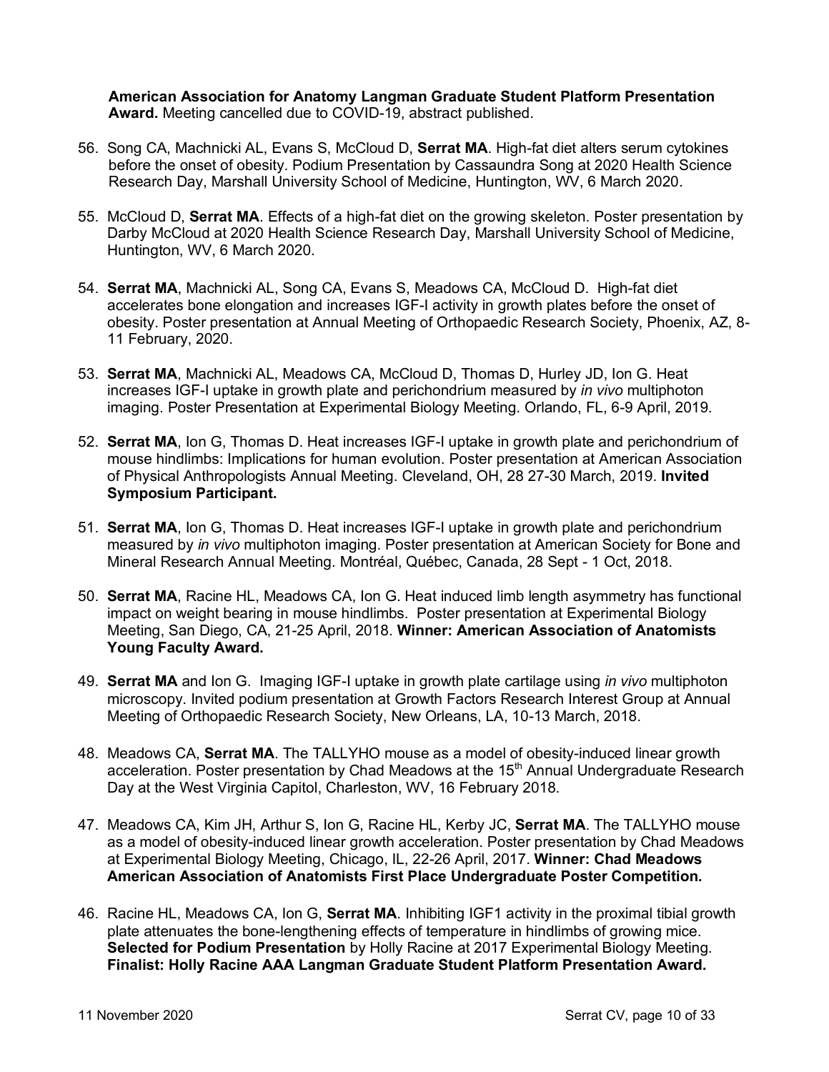**American Association for Anatomy Langman Graduate Student Platform Presentation Award.** Meeting cancelled due to COVID-19, abstract published.

56. Song CA, Machnicki AL, Evans S, McCloud D, **Serrat MA**. High-fat diet alters serum cytokines before the onset of obesity. Podium Presentation by Cassaundra Song at 2020 Health Science Research Day, Marshall University School of Medicine, Huntington, WV, 6 March 2020.

55. McCloud D, **Serrat MA**. Effects of a high-fat diet on the growing skeleton. Poster presentation by Darby McCloud at 2020 Health Science Research Day, Marshall University School of Medicine, Huntington, WV, 6 March 2020.

54. **Serrat MA**, Machnicki AL, Song CA, Evans S, Meadows CA, McCloud D. High-fat diet accelerates bone elongation and increases IGF-I activity in growth plates before the onset of obesity. Poster presentation at Annual Meeting of Orthopaedic Research Society, Phoenix, AZ, 8-11 February, 2020.

53. **Serrat MA**, Machnicki AL, Meadows CA, McCloud D, Thomas D, Hurley JD, Ion G. Heat increases IGF-I uptake in growth plate and perichondrium measured by *in vivo* multiphoton imaging. Poster Presentation at Experimental Biology Meeting. Orlando, FL, 6-9 April, 2019.

52. **Serrat MA**, Ion G, Thomas D. Heat increases IGF-I uptake in growth plate and perichondrium of mouse hindlimbs: Implications for human evolution. Poster presentation at American Association of Physical Anthropologists Annual Meeting. Cleveland, OH, 28 27-30 March, 2019. **Invited Symposium Participant.**

51. **Serrat MA**, Ion G, Thomas D. Heat increases IGF-I uptake in growth plate and perichondrium measured by *in vivo* multiphoton imaging. Poster presentation at American Society for Bone and Mineral Research Annual Meeting. Montréal, Québec, Canada, 28 Sept - 1 Oct, 2018.

50. **Serrat MA**, Racine HL, Meadows CA, Ion G. Heat induced limb length asymmetry has functional impact on weight bearing in mouse hindlimbs. Poster presentation at Experimental Biology Meeting, San Diego, CA, 21-25 April, 2018. **Winner: American Association of Anatomists Young Faculty Award.**

49. **Serrat MA** and Ion G. Imaging IGF-I uptake in growth plate cartilage using *in vivo* multiphoton microscopy. Invited podium presentation at Growth Factors Research Interest Group at Annual Meeting of Orthopaedic Research Society, New Orleans, LA, 10-13 March, 2018.

48. Meadows CA, **Serrat MA**. The TALLYHO mouse as a model of obesity-induced linear growth acceleration. Poster presentation by Chad Meadows at the 15th Annual Undergraduate Research Day at the West Virginia Capitol, Charleston, WV, 16 February 2018.

47. Meadows CA, Kim JH, Arthur S, Ion G, Racine HL, Kerby JC, **Serrat MA**. The TALLYHO mouse as a model of obesity-induced linear growth acceleration. Poster presentation by Chad Meadows at Experimental Biology Meeting, Chicago, IL, 22-26 April, 2017. **Winner: Chad Meadows American Association of Anatomists First Place Undergraduate Poster Competition.**

46. Racine HL, Meadows CA, Ion G, **Serrat MA**. Inhibiting IGF1 activity in the proximal tibial growth plate attenuates the bone-lengthening effects of temperature in hindlimbs of growing mice. **Selected for Podium Presentation** by Holly Racine at 2017 Experimental Biology Meeting. **Finalist: Holly Racine AAA Langman Graduate Student Platform Presentation Award.**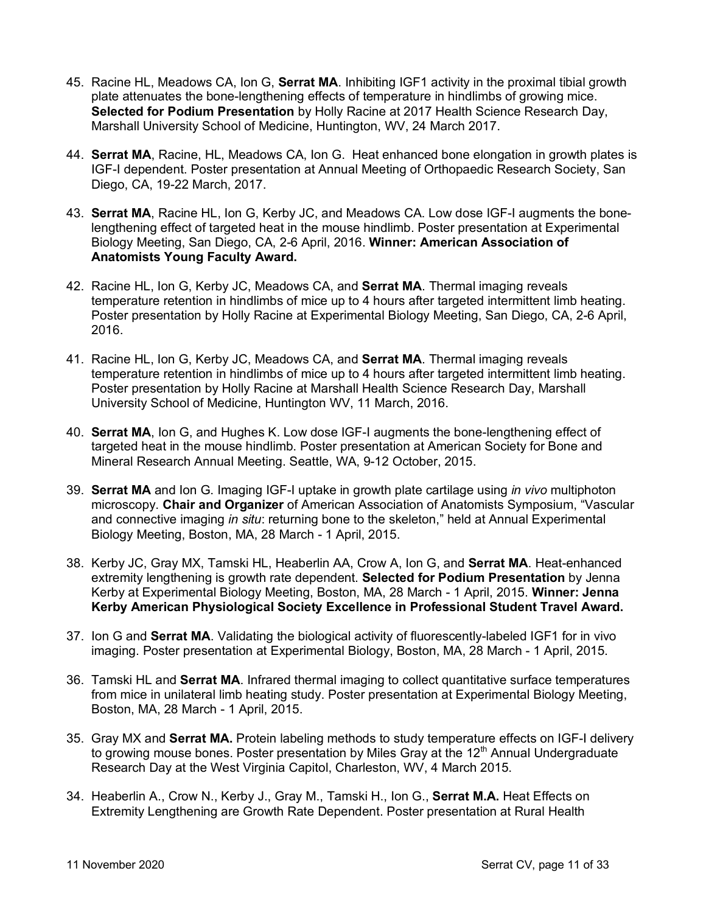45. Racine HL, Meadows CA, Ion G, **Serrat MA**. Inhibiting IGF1 activity in the proximal tibial growth plate attenuates the bone-lengthening effects of temperature in hindlimbs of growing mice. **Selected for Podium Presentation** by Holly Racine at 2017 Health Science Research Day, Marshall University School of Medicine, Huntington, WV, 24 March 2017.

44. **Serrat MA**, Racine, HL, Meadows CA, Ion G. Heat enhanced bone elongation in growth plates is IGF-I dependent. Poster presentation at Annual Meeting of Orthopaedic Research Society, San Diego, CA, 19-22 March, 2017.

43. **Serrat MA**, Racine HL, Ion G, Kerby JC, and Meadows CA. Low dose IGF-I augments the bone-lengthening effect of targeted heat in the mouse hindlimb. Poster presentation at Experimental Biology Meeting, San Diego, CA, 2-6 April, 2016. **Winner: American Association of Anatomists Young Faculty Award.**

42. Racine HL, Ion G, Kerby JC, Meadows CA, and **Serrat MA**. Thermal imaging reveals temperature retention in hindlimbs of mice up to 4 hours after targeted intermittent limb heating. Poster presentation by Holly Racine at Experimental Biology Meeting, San Diego, CA, 2-6 April, 2016.

41. Racine HL, Ion G, Kerby JC, Meadows CA, and **Serrat MA**. Thermal imaging reveals temperature retention in hindlimbs of mice up to 4 hours after targeted intermittent limb heating. Poster presentation by Holly Racine at Marshall Health Science Research Day, Marshall University School of Medicine, Huntington WV, 11 March, 2016.

40. **Serrat MA**, Ion G, and Hughes K. Low dose IGF-I augments the bone-lengthening effect of targeted heat in the mouse hindlimb. Poster presentation at American Society for Bone and Mineral Research Annual Meeting. Seattle, WA, 9-12 October, 2015.

39. **Serrat MA** and Ion G. Imaging IGF-I uptake in growth plate cartilage using *in vivo* multiphoton microscopy. **Chair and Organizer** of American Association of Anatomists Symposium, "Vascular and connective imaging *in situ*: returning bone to the skeleton," held at Annual Experimental Biology Meeting, Boston, MA, 28 March - 1 April, 2015.

38. Kerby JC, Gray MX, Tamski HL, Heaberlin AA, Crow A, Ion G, and **Serrat MA**. Heat-enhanced extremity lengthening is growth rate dependent. **Selected for Podium Presentation** by Jenna Kerby at Experimental Biology Meeting, Boston, MA, 28 March - 1 April, 2015. **Winner: Jenna Kerby American Physiological Society Excellence in Professional Student Travel Award.**

37. Ion G and **Serrat MA**. Validating the biological activity of fluorescently-labeled IGF1 for in vivo imaging. Poster presentation at Experimental Biology, Boston, MA, 28 March - 1 April, 2015.

36. Tamski HL and **Serrat MA**. Infrared thermal imaging to collect quantitative surface temperatures from mice in unilateral limb heating study. Poster presentation at Experimental Biology Meeting, Boston, MA, 28 March - 1 April, 2015.

35. Gray MX and **Serrat MA.** Protein labeling methods to study temperature effects on IGF-I delivery to growing mouse bones. Poster presentation by Miles Gray at the 12th Annual Undergraduate Research Day at the West Virginia Capitol, Charleston, WV, 4 March 2015.

34. Heaberlin A., Crow N., Kerby J., Gray M., Tamski H., Ion G., **Serrat M.A.** Heat Effects on Extremity Lengthening are Growth Rate Dependent. Poster presentation at Rural Health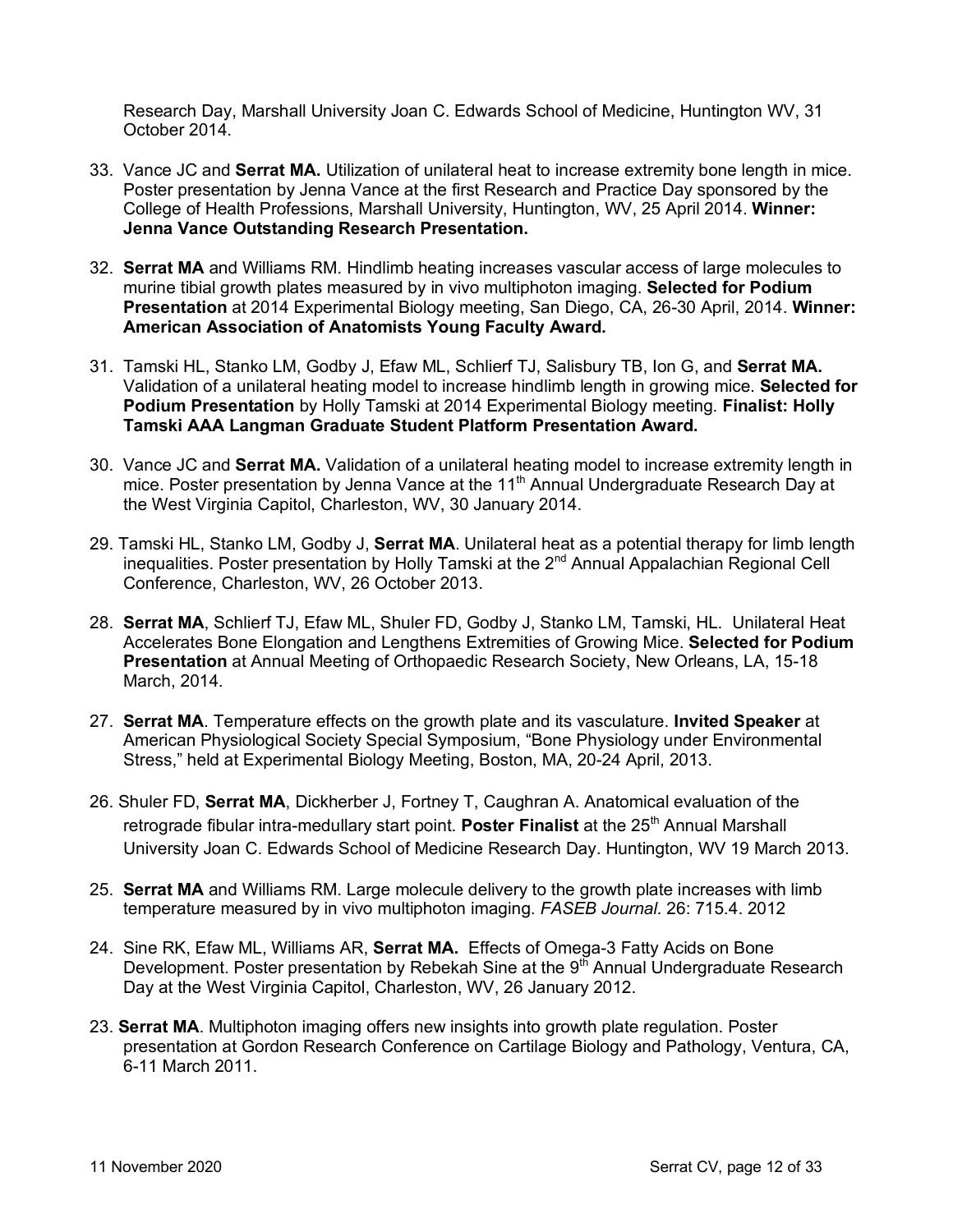Research Day, Marshall University Joan C. Edwards School of Medicine, Huntington WV, 31 October 2014.

33. Vance JC and **Serrat MA.** Utilization of unilateral heat to increase extremity bone length in mice. Poster presentation by Jenna Vance at the first Research and Practice Day sponsored by the College of Health Professions, Marshall University, Huntington, WV, 25 April 2014. **Winner: Jenna Vance Outstanding Research Presentation.**

32. **Serrat MA** and Williams RM. Hindlimb heating increases vascular access of large molecules to murine tibial growth plates measured by in vivo multiphoton imaging. **Selected for Podium Presentation** at 2014 Experimental Biology meeting, San Diego, CA, 26-30 April, 2014. **Winner: American Association of Anatomists Young Faculty Award.**

31. Tamski HL, Stanko LM, Godby J, Efaw ML, Schlierf TJ, Salisbury TB, Ion G, and **Serrat MA.** Validation of a unilateral heating model to increase hindlimb length in growing mice. **Selected for Podium Presentation** by Holly Tamski at 2014 Experimental Biology meeting. **Finalist: Holly Tamski AAA Langman Graduate Student Platform Presentation Award.**

30. Vance JC and **Serrat MA.** Validation of a unilateral heating model to increase extremity length in mice. Poster presentation by Jenna Vance at the 11th Annual Undergraduate Research Day at the West Virginia Capitol, Charleston, WV, 30 January 2014.

29. Tamski HL, Stanko LM, Godby J, **Serrat MA**. Unilateral heat as a potential therapy for limb length inequalities. Poster presentation by Holly Tamski at the 2nd Annual Appalachian Regional Cell Conference, Charleston, WV, 26 October 2013.

28. **Serrat MA**, Schlierf TJ, Efaw ML, Shuler FD, Godby J, Stanko LM, Tamski, HL. Unilateral Heat Accelerates Bone Elongation and Lengthens Extremities of Growing Mice. **Selected for Podium Presentation** at Annual Meeting of Orthopaedic Research Society, New Orleans, LA, 15-18 March, 2014.

27. **Serrat MA**. Temperature effects on the growth plate and its vasculature. **Invited Speaker** at American Physiological Society Special Symposium, "Bone Physiology under Environmental Stress," held at Experimental Biology Meeting, Boston, MA, 20-24 April, 2013.

26. Shuler FD, **Serrat MA**, Dickherber J, Fortney T, Caughran A. Anatomical evaluation of the retrograde fibular intra-medullary start point. **Poster Finalist** at the 25th Annual Marshall University Joan C. Edwards School of Medicine Research Day. Huntington, WV 19 March 2013.

25. **Serrat MA** and Williams RM. Large molecule delivery to the growth plate increases with limb temperature measured by in vivo multiphoton imaging. *FASEB Journal.* 26: 715.4. 2012

24. Sine RK, Efaw ML, Williams AR, **Serrat MA.** Effects of Omega-3 Fatty Acids on Bone Development. Poster presentation by Rebekah Sine at the 9th Annual Undergraduate Research Day at the West Virginia Capitol, Charleston, WV, 26 January 2012.

23. **Serrat MA**. Multiphoton imaging offers new insights into growth plate regulation. Poster presentation at Gordon Research Conference on Cartilage Biology and Pathology, Ventura, CA, 6-11 March 2011.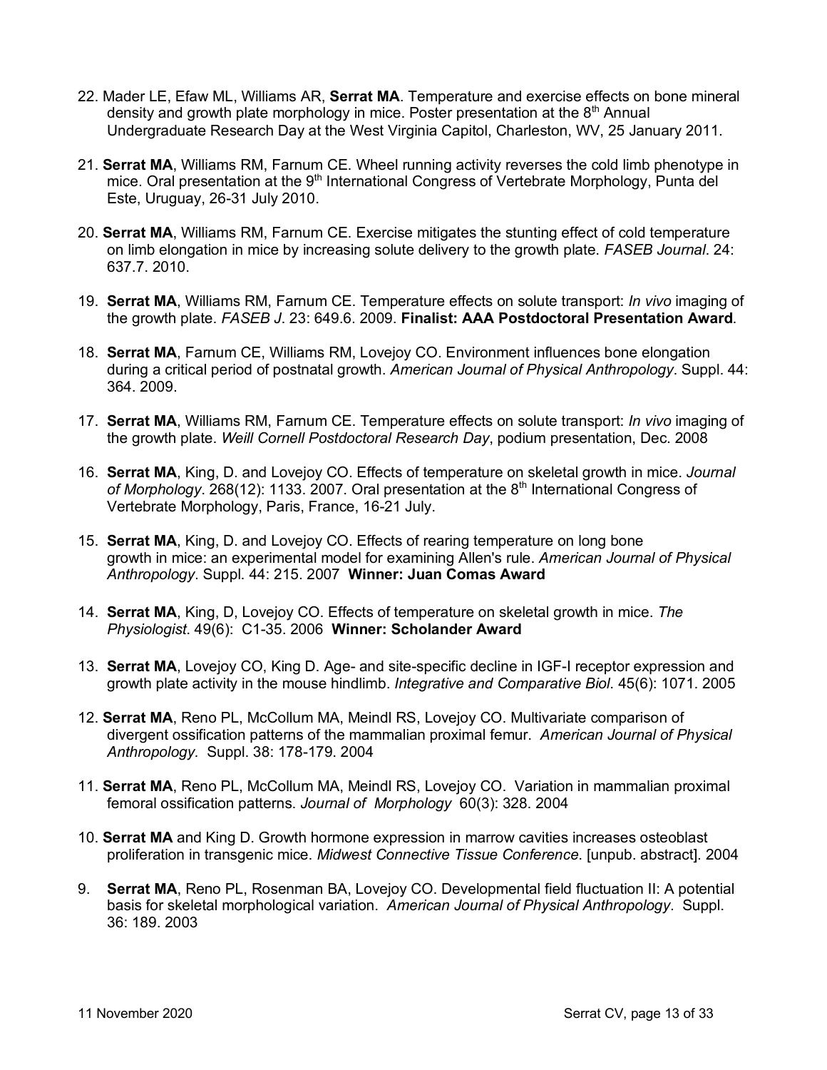22. Mader LE, Efaw ML, Williams AR, **Serrat MA**. Temperature and exercise effects on bone mineral density and growth plate morphology in mice. Poster presentation at the 8th Annual Undergraduate Research Day at the West Virginia Capitol, Charleston, WV, 25 January 2011.

21. **Serrat MA**, Williams RM, Farnum CE. Wheel running activity reverses the cold limb phenotype in mice. Oral presentation at the 9th International Congress of Vertebrate Morphology, Punta del Este, Uruguay, 26-31 July 2010.

20. **Serrat MA**, Williams RM, Farnum CE. Exercise mitigates the stunting effect of cold temperature on limb elongation in mice by increasing solute delivery to the growth plate. *FASEB Journal*. 24: 637.7. 2010.

19. **Serrat MA**, Williams RM, Farnum CE. Temperature effects on solute transport: *In vivo* imaging of the growth plate. *FASEB J*. 23: 649.6. 2009. **Finalist: AAA Postdoctoral Presentation Award**.

18. **Serrat MA**, Farnum CE, Williams RM, Lovejoy CO. Environment influences bone elongation during a critical period of postnatal growth. *American Journal of Physical Anthropology*. Suppl. 44: 364. 2009.

17. **Serrat MA**, Williams RM, Farnum CE. Temperature effects on solute transport: *In vivo* imaging of the growth plate. *Weill Cornell Postdoctoral Research Day*, podium presentation, Dec. 2008

16. **Serrat MA**, King, D. and Lovejoy CO. Effects of temperature on skeletal growth in mice. *Journal of Morphology*. 268(12): 1133. 2007. Oral presentation at the 8th International Congress of Vertebrate Morphology, Paris, France, 16-21 July.

15. **Serrat MA**, King, D. and Lovejoy CO. Effects of rearing temperature on long bone growth in mice: an experimental model for examining Allen's rule. *American Journal of Physical Anthropology*. Suppl. 44: 215. 2007 **Winner: Juan Comas Award**

14. **Serrat MA**, King, D, Lovejoy CO. Effects of temperature on skeletal growth in mice. *The Physiologist*. 49(6): C1-35. 2006 **Winner: Scholander Award**

13. **Serrat MA**, Lovejoy CO, King D. Age- and site-specific decline in IGF-I receptor expression and growth plate activity in the mouse hindlimb. *Integrative and Comparative Biol*. 45(6): 1071. 2005

12. **Serrat MA**, Reno PL, McCollum MA, Meindl RS, Lovejoy CO. Multivariate comparison of divergent ossification patterns of the mammalian proximal femur. *American Journal of Physical Anthropology.* Suppl. 38: 178-179. 2004

11. **Serrat MA**, Reno PL, McCollum MA, Meindl RS, Lovejoy CO. Variation in mammalian proximal femoral ossification patterns. *Journal of Morphology* 60(3): 328. 2004

10. **Serrat MA** and King D. Growth hormone expression in marrow cavities increases osteoblast proliferation in transgenic mice. *Midwest Connective Tissue Conference*. [unpub. abstract]. 2004

9. **Serrat MA**, Reno PL, Rosenman BA, Lovejoy CO. Developmental field fluctuation II: A potential basis for skeletal morphological variation. *American Journal of Physical Anthropology*. Suppl. 36: 189. 2003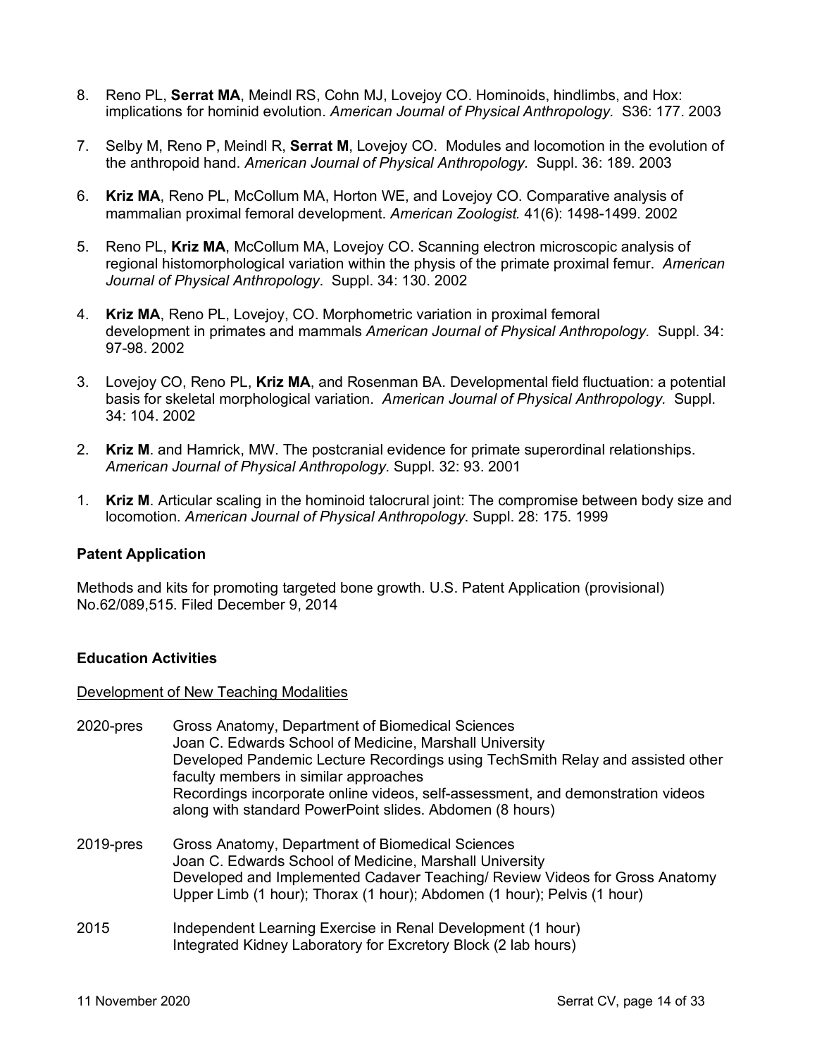8. Reno PL, **Serrat MA**, Meindl RS, Cohn MJ, Lovejoy CO. Hominoids, hindlimbs, and Hox: implications for hominid evolution. *American Journal of Physical Anthropology.* S36: 177. 2003

7. Selby M, Reno P, Meindl R, **Serrat M**, Lovejoy CO. Modules and locomotion in the evolution of the anthropoid hand. *American Journal of Physical Anthropology.* Suppl. 36: 189. 2003

6. **Kriz MA**, Reno PL, McCollum MA, Horton WE, and Lovejoy CO. Comparative analysis of mammalian proximal femoral development. *American Zoologist.* 41(6): 1498-1499. 2002

5. Reno PL, **Kriz MA**, McCollum MA, Lovejoy CO. Scanning electron microscopic analysis of regional histomorphological variation within the physis of the primate proximal femur. *American Journal of Physical Anthropology*. Suppl. 34: 130. 2002

4. **Kriz MA**, Reno PL, Lovejoy, CO. Morphometric variation in proximal femoral development in primates and mammals *American Journal of Physical Anthropology.* Suppl. 34: 97-98. 2002

3. Lovejoy CO, Reno PL, **Kriz MA**, and Rosenman BA. Developmental field fluctuation: a potential basis for skeletal morphological variation. *American Journal of Physical Anthropology.* Suppl. 34: 104. 2002

2. **Kriz M**. and Hamrick, MW. The postcranial evidence for primate superordinal relationships. *American Journal of Physical Anthropology*. Suppl. 32: 93. 2001

1. **Kriz M**. Articular scaling in the hominoid talocrural joint: The compromise between body size and locomotion. *American Journal of Physical Anthropology*. Suppl. 28: 175. 1999

**Patent Application**

Methods and kits for promoting targeted bone growth. U.S. Patent Application (provisional) No.62/089,515. Filed December 9, 2014

**Education Activities**

<u>Development of New Teaching Modalities</u>

2020-pres Gross Anatomy, Department of Biomedical Sciences
Joan C. Edwards School of Medicine, Marshall University
Developed Pandemic Lecture Recordings using TechSmith Relay and assisted other faculty members in similar approaches
Recordings incorporate online videos, self-assessment, and demonstration videos along with standard PowerPoint slides. Abdomen (8 hours)

2019-pres Gross Anatomy, Department of Biomedical Sciences
Joan C. Edwards School of Medicine, Marshall University
Developed and Implemented Cadaver Teaching/ Review Videos for Gross Anatomy Upper Limb (1 hour); Thorax (1 hour); Abdomen (1 hour); Pelvis (1 hour)

2015 Independent Learning Exercise in Renal Development (1 hour)
Integrated Kidney Laboratory for Excretory Block (2 lab hours)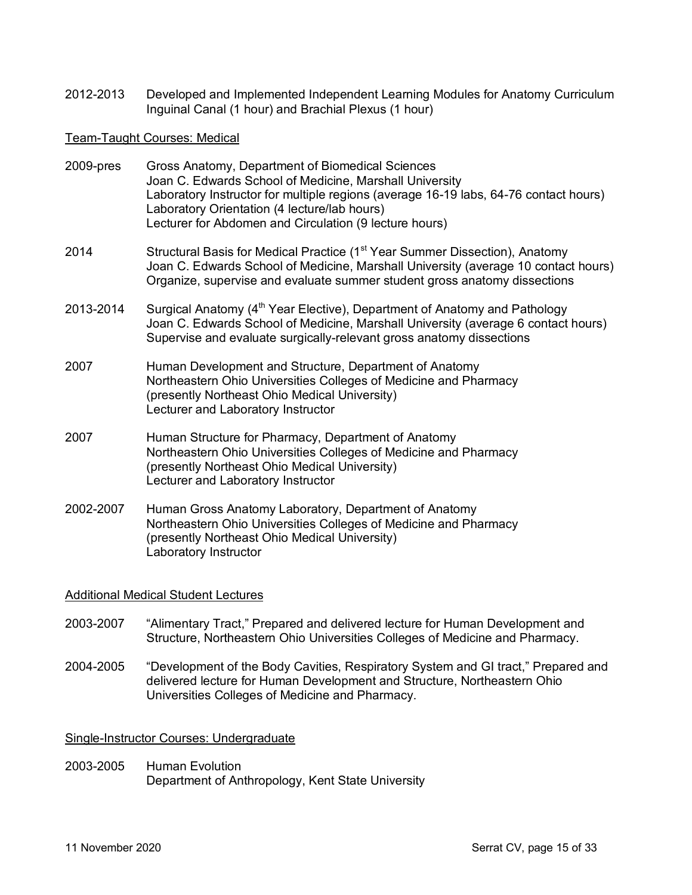2012-2013 Developed and Implemented Independent Learning Modules for Anatomy Curriculum
Inguinal Canal (1 hour) and Brachial Plexus (1 hour)

Team-Taught Courses: Medical

2009-pres Gross Anatomy, Department of Biomedical Sciences
Joan C. Edwards School of Medicine, Marshall University
Laboratory Instructor for multiple regions (average 16-19 labs, 64-76 contact hours)
Laboratory Orientation (4 lecture/lab hours)
Lecturer for Abdomen and Circulation (9 lecture hours)

2014 Structural Basis for Medical Practice (1st Year Summer Dissection), Anatomy
Joan C. Edwards School of Medicine, Marshall University (average 10 contact hours)
Organize, supervise and evaluate summer student gross anatomy dissections

2013-2014 Surgical Anatomy (4th Year Elective), Department of Anatomy and Pathology
Joan C. Edwards School of Medicine, Marshall University (average 6 contact hours)
Supervise and evaluate surgically-relevant gross anatomy dissections

2007 Human Development and Structure, Department of Anatomy
Northeastern Ohio Universities Colleges of Medicine and Pharmacy
(presently Northeast Ohio Medical University)
Lecturer and Laboratory Instructor

2007 Human Structure for Pharmacy, Department of Anatomy
Northeastern Ohio Universities Colleges of Medicine and Pharmacy
(presently Northeast Ohio Medical University)
Lecturer and Laboratory Instructor

2002-2007 Human Gross Anatomy Laboratory, Department of Anatomy
Northeastern Ohio Universities Colleges of Medicine and Pharmacy
(presently Northeast Ohio Medical University)
Laboratory Instructor

Additional Medical Student Lectures

2003-2007 "Alimentary Tract," Prepared and delivered lecture for Human Development and Structure, Northeastern Ohio Universities Colleges of Medicine and Pharmacy.

2004-2005 "Development of the Body Cavities, Respiratory System and GI tract," Prepared and delivered lecture for Human Development and Structure, Northeastern Ohio Universities Colleges of Medicine and Pharmacy.

Single-Instructor Courses: Undergraduate

2003-2005 Human Evolution
Department of Anthropology, Kent State University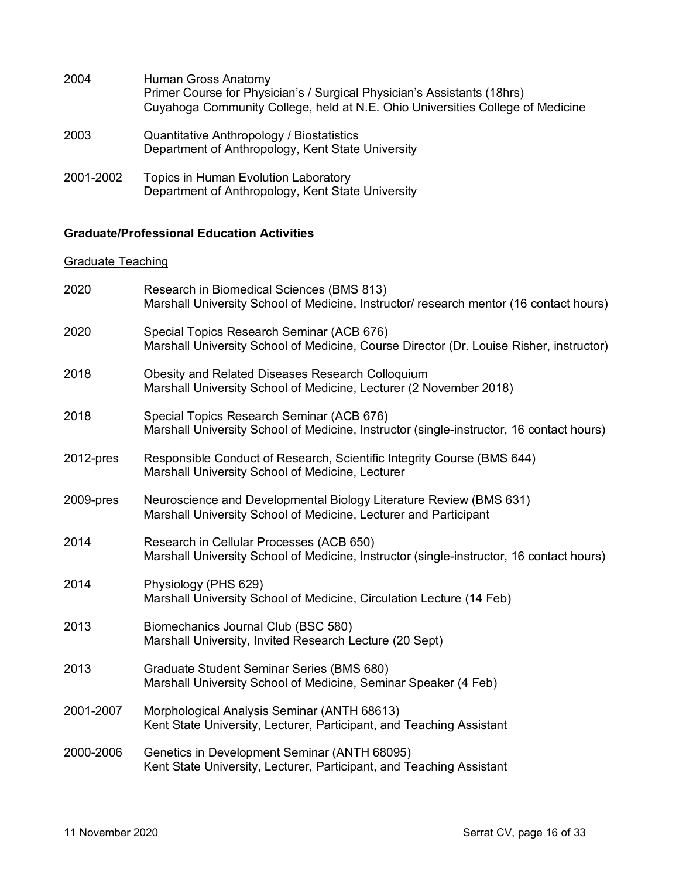2004 Human Gross Anatomy
Primer Course for Physician's / Surgical Physician's Assistants (18hrs)
Cuyahoga Community College, held at N.E. Ohio Universities College of Medicine

2003 Quantitative Anthropology / Biostatistics
Department of Anthropology, Kent State University

2001-2002 Topics in Human Evolution Laboratory
Department of Anthropology, Kent State University

### Graduate/Professional Education Activities

<u>Graduate Teaching</u>

2020 Research in Biomedical Sciences (BMS 813)
Marshall University School of Medicine, Instructor/ research mentor (16 contact hours)

2020 Special Topics Research Seminar (ACB 676)
Marshall University School of Medicine, Course Director (Dr. Louise Risher, instructor)

2018 Obesity and Related Diseases Research Colloquium
Marshall University School of Medicine, Lecturer (2 November 2018)

2018 Special Topics Research Seminar (ACB 676)
Marshall University School of Medicine, Instructor (single-instructor, 16 contact hours)

2012-pres Responsible Conduct of Research, Scientific Integrity Course (BMS 644)
Marshall University School of Medicine, Lecturer

2009-pres Neuroscience and Developmental Biology Literature Review (BMS 631)
Marshall University School of Medicine, Lecturer and Participant

2014 Research in Cellular Processes (ACB 650)
Marshall University School of Medicine, Instructor (single-instructor, 16 contact hours)

2014 Physiology (PHS 629)
Marshall University School of Medicine, Circulation Lecture (14 Feb)

2013 Biomechanics Journal Club (BSC 580)
Marshall University, Invited Research Lecture (20 Sept)

2013 Graduate Student Seminar Series (BMS 680)
Marshall University School of Medicine, Seminar Speaker (4 Feb)

2001-2007 Morphological Analysis Seminar (ANTH 68613)
Kent State University, Lecturer, Participant, and Teaching Assistant

2000-2006 Genetics in Development Seminar (ANTH 68095)
Kent State University, Lecturer, Participant, and Teaching Assistant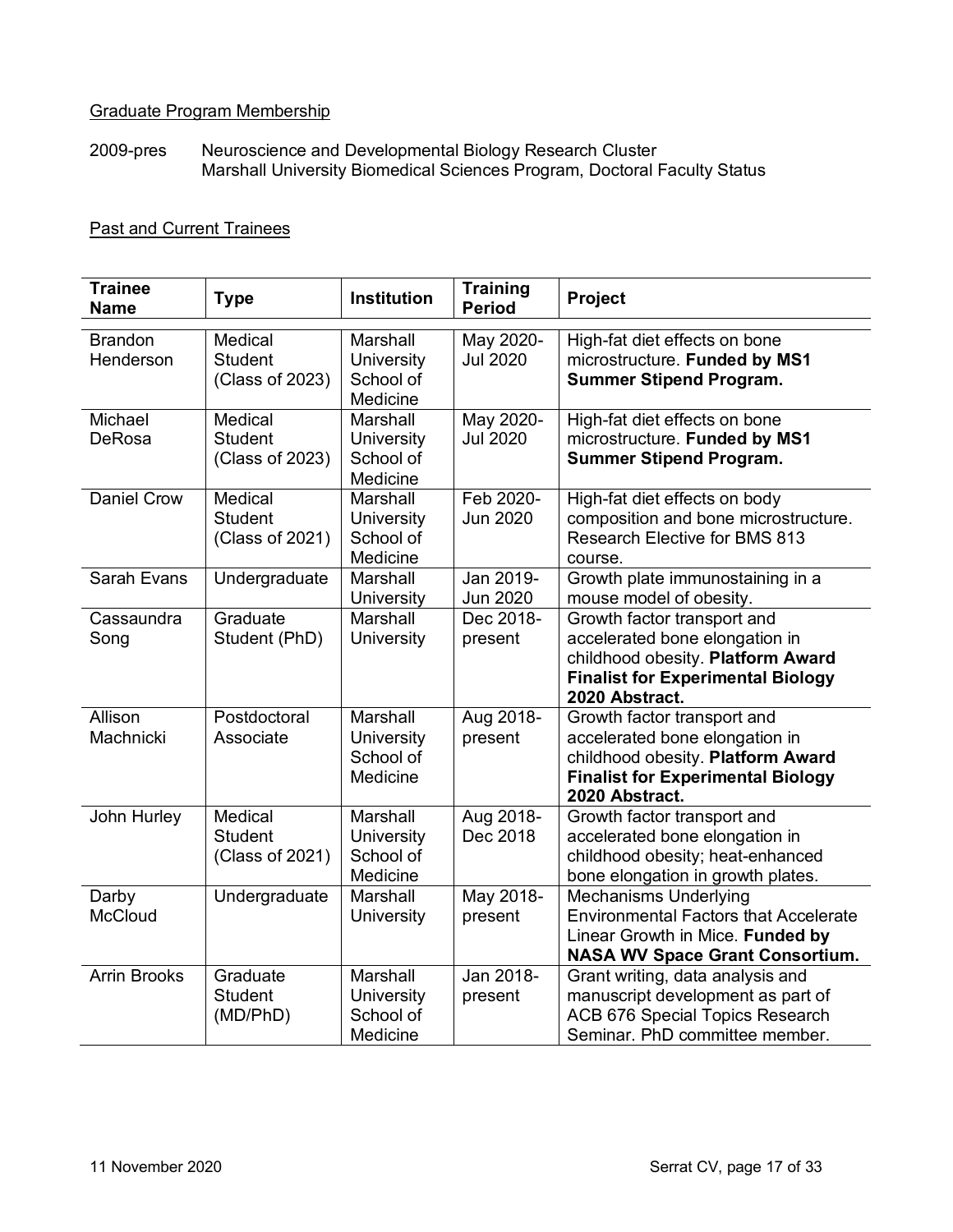Graduate Program Membership

2009-pres Neuroscience and Developmental Biology Research Cluster
Marshall University Biomedical Sciences Program, Doctoral Faculty Status

Past and Current Trainees

| Trainee Name | Type | Institution | Training Period | Project |
|---|---|---|---|---|
| Brandon Henderson | Medical Student (Class of 2023) | Marshall University School of Medicine | May 2020-Jul 2020 | High-fat diet effects on bone microstructure. **Funded by MS1 Summer Stipend Program.** |
| Michael DeRosa | Medical Student (Class of 2023) | Marshall University School of Medicine | May 2020-Jul 2020 | High-fat diet effects on bone microstructure. **Funded by MS1 Summer Stipend Program.** |
| Daniel Crow | Medical Student (Class of 2021) | Marshall University School of Medicine | Feb 2020-Jun 2020 | High-fat diet effects on body composition and bone microstructure. Research Elective for BMS 813 course. |
| Sarah Evans | Undergraduate | Marshall University | Jan 2019-Jun 2020 | Growth plate immunostaining in a mouse model of obesity. |
| Cassaundra Song | Graduate Student (PhD) | Marshall University | Dec 2018-present | Growth factor transport and accelerated bone elongation in childhood obesity. **Platform Award Finalist for Experimental Biology 2020 Abstract.** |
| Allison Machnicki | Postdoctoral Associate | Marshall University School of Medicine | Aug 2018-present | Growth factor transport and accelerated bone elongation in childhood obesity. **Platform Award Finalist for Experimental Biology 2020 Abstract.** |
| John Hurley | Medical Student (Class of 2021) | Marshall University School of Medicine | Aug 2018-Dec 2018 | Growth factor transport and accelerated bone elongation in childhood obesity; heat-enhanced bone elongation in growth plates. |
| Darby McCloud | Undergraduate | Marshall University | May 2018-present | Mechanisms Underlying Environmental Factors that Accelerate Linear Growth in Mice. **Funded by NASA WV Space Grant Consortium.** |
| Arrin Brooks | Graduate Student (MD/PhD) | Marshall University School of Medicine | Jan 2018-present | Grant writing, data analysis and manuscript development as part of ACB 676 Special Topics Research Seminar. PhD committee member. |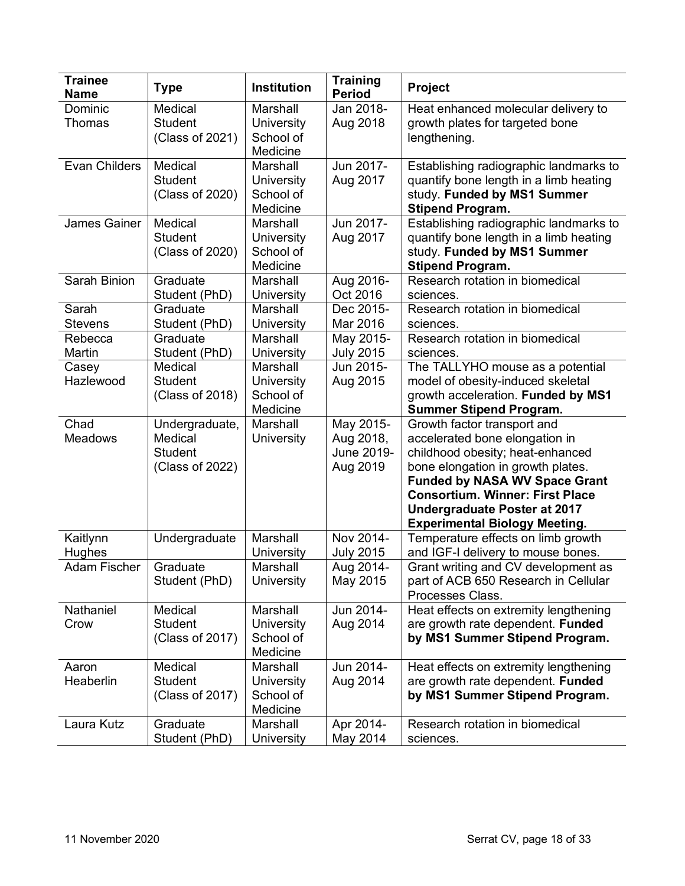| Trainee Name | Type | Institution | Training Period | Project |
|---|---|---|---|---|
| Dominic Thomas | Medical Student (Class of 2021) | Marshall University School of Medicine | Jan 2018-Aug 2018 | Heat enhanced molecular delivery to growth plates for targeted bone lengthening. |
| Evan Childers | Medical Student (Class of 2020) | Marshall University School of Medicine | Jun 2017-Aug 2017 | Establishing radiographic landmarks to quantify bone length in a limb heating study. **Funded by MS1 Summer Stipend Program.** |
| James Gainer | Medical Student (Class of 2020) | Marshall University School of Medicine | Jun 2017-Aug 2017 | Establishing radiographic landmarks to quantify bone length in a limb heating study. **Funded by MS1 Summer Stipend Program.** |
| Sarah Binion | Graduate Student (PhD) | Marshall University | Aug 2016-Oct 2016 | Research rotation in biomedical sciences. |
| Sarah Stevens | Graduate Student (PhD) | Marshall University | Dec 2015-Mar 2016 | Research rotation in biomedical sciences. |
| Rebecca Martin | Graduate Student (PhD) | Marshall University | May 2015-July 2015 | Research rotation in biomedical sciences. |
| Casey Hazlewood | Medical Student (Class of 2018) | Marshall University School of Medicine | Jun 2015-Aug 2015 | The TALLYHO mouse as a potential model of obesity-induced skeletal growth acceleration. **Funded by MS1 Summer Stipend Program.** |
| Chad Meadows | Undergraduate, Medical Student (Class of 2022) | Marshall University | May 2015-Aug 2018, June 2019-Aug 2019 | Growth factor transport and accelerated bone elongation in childhood obesity; heat-enhanced bone elongation in growth plates. **Funded by NASA WV Space Grant Consortium. Winner: First Place Undergraduate Poster at 2017 Experimental Biology Meeting.** |
| Kaitlynn Hughes | Undergraduate | Marshall University | Nov 2014-July 2015 | Temperature effects on limb growth and IGF-I delivery to mouse bones. |
| Adam Fischer | Graduate Student (PhD) | Marshall University | Aug 2014-May 2015 | Grant writing and CV development as part of ACB 650 Research in Cellular Processes Class. |
| Nathaniel Crow | Medical Student (Class of 2017) | Marshall University School of Medicine | Jun 2014-Aug 2014 | Heat effects on extremity lengthening are growth rate dependent. **Funded by MS1 Summer Stipend Program.** |
| Aaron Heaberlin | Medical Student (Class of 2017) | Marshall University School of Medicine | Jun 2014-Aug 2014 | Heat effects on extremity lengthening are growth rate dependent. **Funded by MS1 Summer Stipend Program.** |
| Laura Kutz | Graduate Student (PhD) | Marshall University | Apr 2014-May 2014 | Research rotation in biomedical sciences. |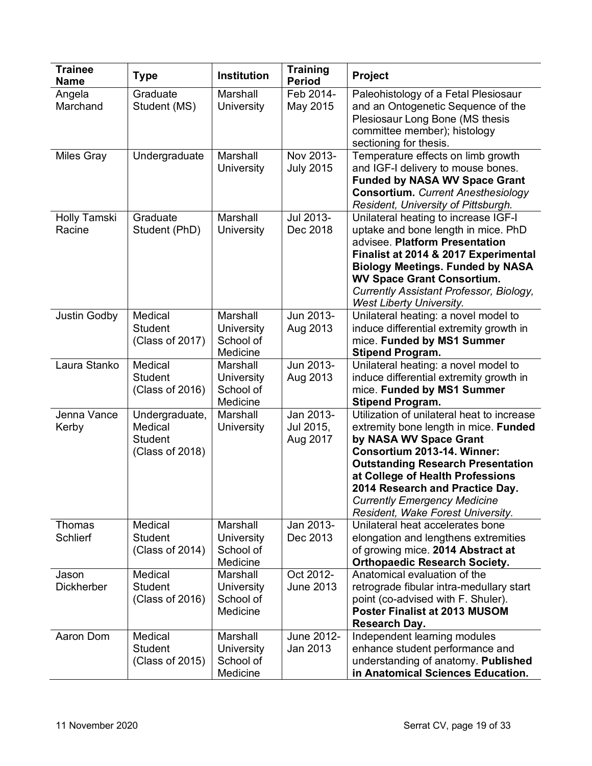| Trainee Name | Type | Institution | Training Period | Project |
|---|---|---|---|---|
| Angela Marchand | Graduate Student (MS) | Marshall University | Feb 2014-May 2015 | Paleohistology of a Fetal Plesiosaur and an Ontogenetic Sequence of the Plesiosaur Long Bone (MS thesis committee member); histology sectioning for thesis. |
| Miles Gray | Undergraduate | Marshall University | Nov 2013-July 2015 | Temperature effects on limb growth and IGF-I delivery to mouse bones. **Funded by NASA WV Space Grant Consortium.** *Current Anesthesiology Resident, University of Pittsburgh.* |
| Holly Tamski Racine | Graduate Student (PhD) | Marshall University | Jul 2013-Dec 2018 | Unilateral heating to increase IGF-I uptake and bone length in mice. PhD advisee. **Platform Presentation Finalist at 2014 & 2017 Experimental Biology Meetings. Funded by NASA WV Space Grant Consortium.** *Currently Assistant Professor, Biology, West Liberty University.* |
| Justin Godby | Medical Student (Class of 2017) | Marshall University School of Medicine | Jun 2013-Aug 2013 | Unilateral heating: a novel model to induce differential extremity growth in mice. **Funded by MS1 Summer Stipend Program.** |
| Laura Stanko | Medical Student (Class of 2016) | Marshall University School of Medicine | Jun 2013-Aug 2013 | Unilateral heating: a novel model to induce differential extremity growth in mice. **Funded by MS1 Summer Stipend Program.** |
| Jenna Vance Kerby | Undergraduate, Medical Student (Class of 2018) | Marshall University | Jan 2013-Jul 2015, Aug 2017 | Utilization of unilateral heat to increase extremity bone length in mice. **Funded by NASA WV Space Grant Consortium 2013-14. Winner: Outstanding Research Presentation at College of Health Professions 2014 Research and Practice Day.** *Currently Emergency Medicine Resident, Wake Forest University.* |
| Thomas Schlierf | Medical Student (Class of 2014) | Marshall University School of Medicine | Jan 2013-Dec 2013 | Unilateral heat accelerates bone elongation and lengthens extremities of growing mice. **2014 Abstract at Orthopaedic Research Society.** |
| Jason Dickherber | Medical Student (Class of 2016) | Marshall University School of Medicine | Oct 2012-June 2013 | Anatomical evaluation of the retrograde fibular intra-medullary start point (co-advised with F. Shuler). **Poster Finalist at 2013 MUSOM Research Day.** |
| Aaron Dom | Medical Student (Class of 2015) | Marshall University School of Medicine | June 2012-Jan 2013 | Independent learning modules enhance student performance and understanding of anatomy. **Published in Anatomical Sciences Education.** |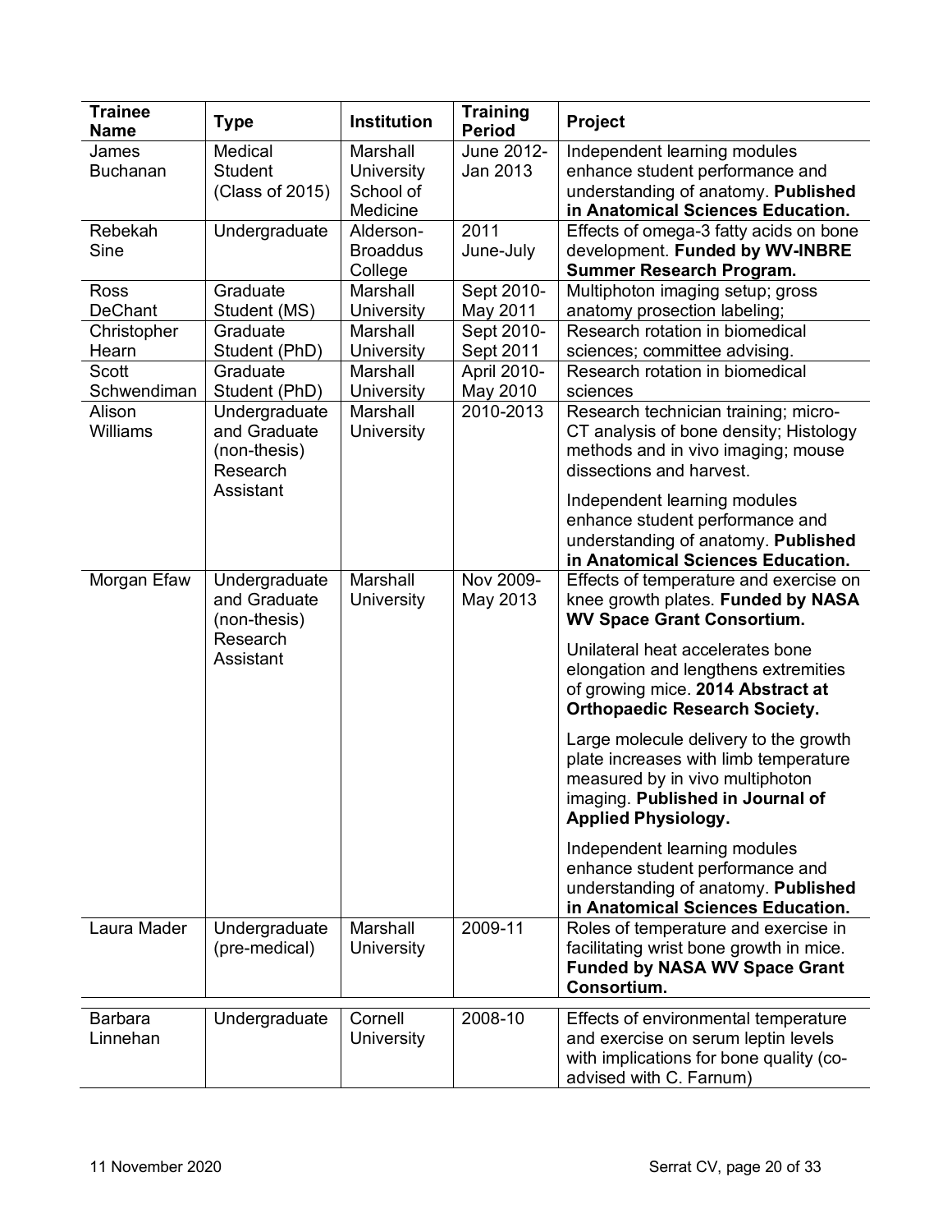| Trainee Name | Type | Institution | Training Period | Project |
|---|---|---|---|---|
| James Buchanan | Medical Student (Class of 2015) | Marshall University School of Medicine | June 2012-Jan 2013 | Independent learning modules enhance student performance and understanding of anatomy. **Published in Anatomical Sciences Education.** |
| Rebekah Sine | Undergraduate | Alderson-Broaddus College | 2011 June-July | Effects of omega-3 fatty acids on bone development. **Funded by WV-INBRE Summer Research Program.** |
| Ross DeChant | Graduate Student (MS) | Marshall University | Sept 2010-May 2011 | Multiphoton imaging setup; gross anatomy prosection labeling; |
| Christopher Hearn | Graduate Student (PhD) | Marshall University | Sept 2010-Sept 2011 | Research rotation in biomedical sciences; committee advising. |
| Scott Schwendiman | Graduate Student (PhD) | Marshall University | April 2010-May 2010 | Research rotation in biomedical sciences |
| Alison Williams | Undergraduate and Graduate (non-thesis) Research Assistant | Marshall University | 2010-2013 | Research technician training; micro-CT analysis of bone density; Histology methods and in vivo imaging; mouse dissections and harvest.<br><br>Independent learning modules enhance student performance and understanding of anatomy. **Published in Anatomical Sciences Education.** |
| Morgan Efaw | Undergraduate and Graduate (non-thesis) Research Assistant | Marshall University | Nov 2009-May 2013 | Effects of temperature and exercise on knee growth plates. **Funded by NASA WV Space Grant Consortium.**<br><br>Unilateral heat accelerates bone elongation and lengthens extremities of growing mice. **2014 Abstract at Orthopaedic Research Society.**<br><br>Large molecule delivery to the growth plate increases with limb temperature measured by in vivo multiphoton imaging. **Published in Journal of Applied Physiology.**<br><br>Independent learning modules enhance student performance and understanding of anatomy. **Published in Anatomical Sciences Education.** |
| Laura Mader | Undergraduate (pre-medical) | Marshall University | 2009-11 | Roles of temperature and exercise in facilitating wrist bone growth in mice. **Funded by NASA WV Space Grant Consortium.** |
| Barbara Linnehan | Undergraduate | Cornell University | 2008-10 | Effects of environmental temperature and exercise on serum leptin levels with implications for bone quality (co-advised with C. Farnum) |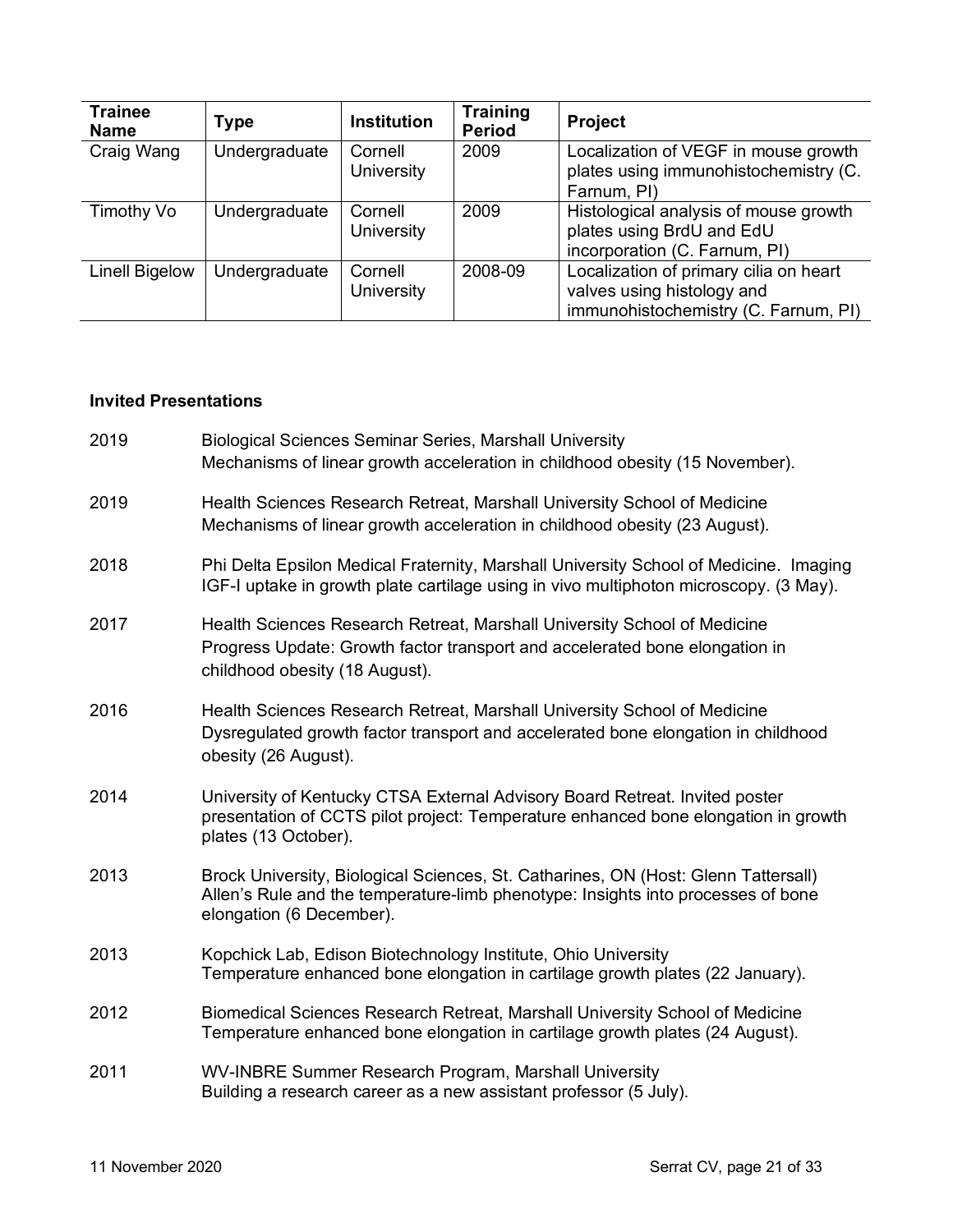| Trainee Name | Type | Institution | Training Period | Project |
|---|---|---|---|---|
| Craig Wang | Undergraduate | Cornell University | 2009 | Localization of VEGF in mouse growth plates using immunohistochemistry (C. Farnum, PI) |
| Timothy Vo | Undergraduate | Cornell University | 2009 | Histological analysis of mouse growth plates using BrdU and EdU incorporation (C. Farnum, PI) |
| Linell Bigelow | Undergraduate | Cornell University | 2008-09 | Localization of primary cilia on heart valves using histology and immunohistochemistry (C. Farnum, PI) |

**Invited Presentations**

2019 Biological Sciences Seminar Series, Marshall University
Mechanisms of linear growth acceleration in childhood obesity (15 November).

2019 Health Sciences Research Retreat, Marshall University School of Medicine
Mechanisms of linear growth acceleration in childhood obesity (23 August).

2018 Phi Delta Epsilon Medical Fraternity, Marshall University School of Medicine. Imaging IGF-I uptake in growth plate cartilage using in vivo multiphoton microscopy. (3 May).

2017 Health Sciences Research Retreat, Marshall University School of Medicine
Progress Update: Growth factor transport and accelerated bone elongation in childhood obesity (18 August).

2016 Health Sciences Research Retreat, Marshall University School of Medicine
Dysregulated growth factor transport and accelerated bone elongation in childhood obesity (26 August).

2014 University of Kentucky CTSA External Advisory Board Retreat. Invited poster presentation of CCTS pilot project: Temperature enhanced bone elongation in growth plates (13 October).

2013 Brock University, Biological Sciences, St. Catharines, ON (Host: Glenn Tattersall)
Allen's Rule and the temperature-limb phenotype: Insights into processes of bone elongation (6 December).

2013 Kopchick Lab, Edison Biotechnology Institute, Ohio University
Temperature enhanced bone elongation in cartilage growth plates (22 January).

2012 Biomedical Sciences Research Retreat, Marshall University School of Medicine
Temperature enhanced bone elongation in cartilage growth plates (24 August).

2011 WV-INBRE Summer Research Program, Marshall University
Building a research career as a new assistant professor (5 July).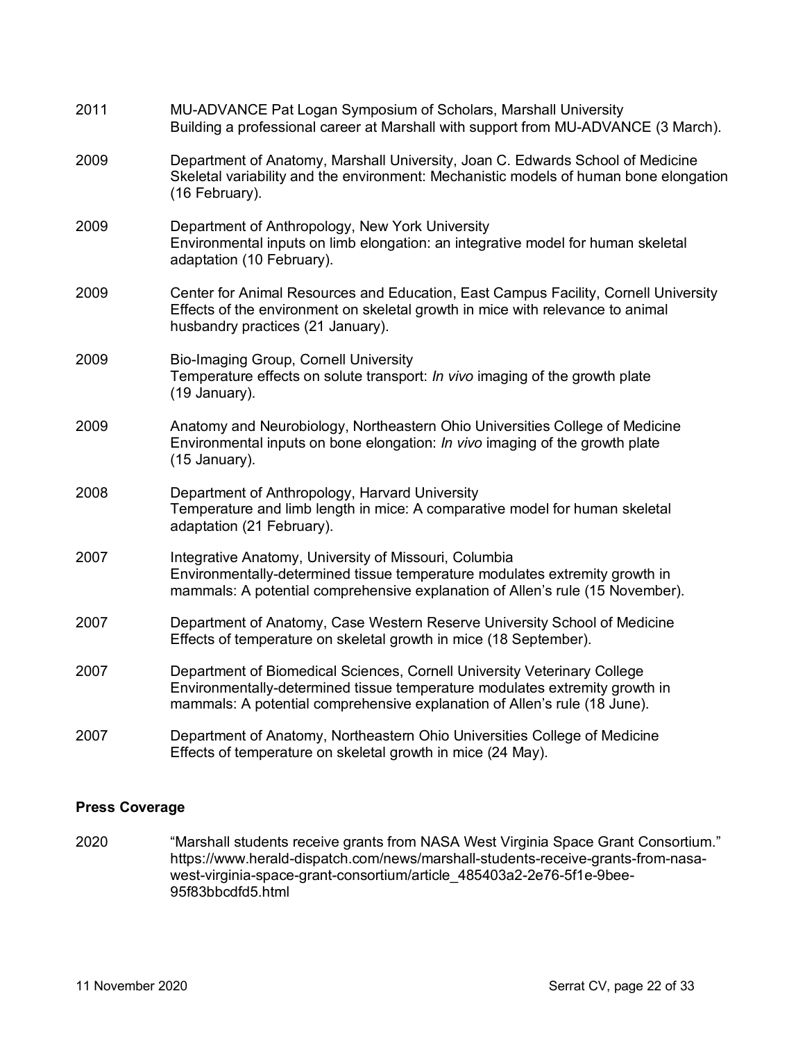2011 MU-ADVANCE Pat Logan Symposium of Scholars, Marshall University
Building a professional career at Marshall with support from MU-ADVANCE (3 March).

2009 Department of Anatomy, Marshall University, Joan C. Edwards School of Medicine
Skeletal variability and the environment: Mechanistic models of human bone elongation (16 February).

2009 Department of Anthropology, New York University
Environmental inputs on limb elongation: an integrative model for human skeletal adaptation (10 February).

2009 Center for Animal Resources and Education, East Campus Facility, Cornell University
Effects of the environment on skeletal growth in mice with relevance to animal husbandry practices (21 January).

2009 Bio-Imaging Group, Cornell University
Temperature effects on solute transport: *In vivo* imaging of the growth plate (19 January).

2009 Anatomy and Neurobiology, Northeastern Ohio Universities College of Medicine
Environmental inputs on bone elongation: *In vivo* imaging of the growth plate (15 January).

2008 Department of Anthropology, Harvard University
Temperature and limb length in mice: A comparative model for human skeletal adaptation (21 February).

2007 Integrative Anatomy, University of Missouri, Columbia
Environmentally-determined tissue temperature modulates extremity growth in mammals: A potential comprehensive explanation of Allen's rule (15 November).

2007 Department of Anatomy, Case Western Reserve University School of Medicine
Effects of temperature on skeletal growth in mice (18 September).

2007 Department of Biomedical Sciences, Cornell University Veterinary College
Environmentally-determined tissue temperature modulates extremity growth in mammals: A potential comprehensive explanation of Allen's rule (18 June).

2007 Department of Anatomy, Northeastern Ohio Universities College of Medicine
Effects of temperature on skeletal growth in mice (24 May).

**Press Coverage**

2020 "Marshall students receive grants from NASA West Virginia Space Grant Consortium." https://www.herald-dispatch.com/news/marshall-students-receive-grants-from-nasa-west-virginia-space-grant-consortium/article_485403a2-2e76-5f1e-9bee-95f83bbcdfd5.html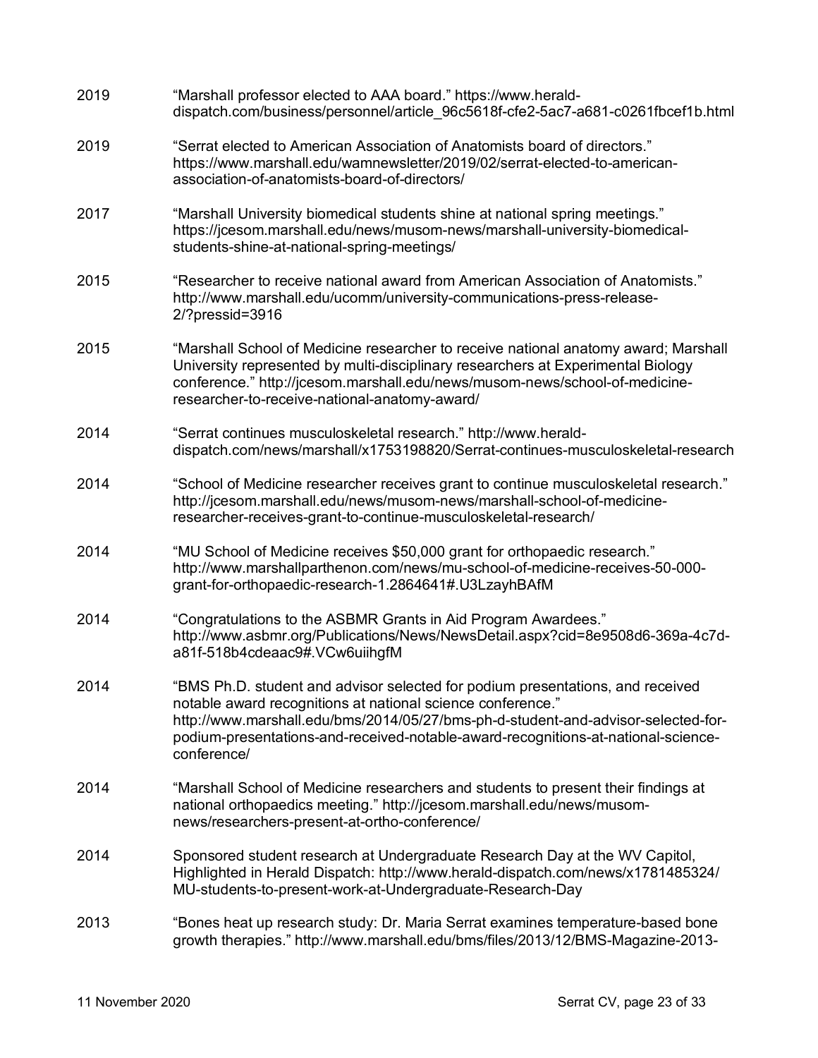| | |
|---|---|
| 2019 | "Marshall professor elected to AAA board." https://www.herald-dispatch.com/business/personnel/article_96c5618f-cfe2-5ac7-a681-c0261fbcef1b.html |
| 2019 | "Serrat elected to American Association of Anatomists board of directors." https://www.marshall.edu/wamnewsletter/2019/02/serrat-elected-to-american-association-of-anatomists-board-of-directors/ |
| 2017 | "Marshall University biomedical students shine at national spring meetings." https://jcesom.marshall.edu/news/musom-news/marshall-university-biomedical-students-shine-at-national-spring-meetings/ |
| 2015 | "Researcher to receive national award from American Association of Anatomists." http://www.marshall.edu/ucomm/university-communications-press-release-2/?pressid=3916 |
| 2015 | "Marshall School of Medicine researcher to receive national anatomy award; Marshall University represented by multi-disciplinary researchers at Experimental Biology conference." http://jcesom.marshall.edu/news/musom-news/school-of-medicine-researcher-to-receive-national-anatomy-award/ |
| 2014 | "Serrat continues musculoskeletal research." http://www.herald-dispatch.com/news/marshall/x1753198820/Serrat-continues-musculoskeletal-research |
| 2014 | "School of Medicine researcher receives grant to continue musculoskeletal research." http://jcesom.marshall.edu/news/musom-news/marshall-school-of-medicine-researcher-receives-grant-to-continue-musculoskeletal-research/ |
| 2014 | "MU School of Medicine receives $50,000 grant for orthopaedic research." http://www.marshallparthenon.com/news/mu-school-of-medicine-receives-50-000-grant-for-orthopaedic-research-1.2864641#.U3LzayhBAfM |
| 2014 | "Congratulations to the ASBMR Grants in Aid Program Awardees." http://www.asbmr.org/Publications/News/NewsDetail.aspx?cid=8e9508d6-369a-4c7d-a81f-518b4cdeaac9#.VCw6uiihgfM |
| 2014 | "BMS Ph.D. student and advisor selected for podium presentations, and received notable award recognitions at national science conference." http://www.marshall.edu/bms/2014/05/27/bms-ph-d-student-and-advisor-selected-for-podium-presentations-and-received-notable-award-recognitions-at-national-science-conference/ |
| 2014 | "Marshall School of Medicine researchers and students to present their findings at national orthopaedics meeting." http://jcesom.marshall.edu/news/musom-news/researchers-present-at-ortho-conference/ |
| 2014 | Sponsored student research at Undergraduate Research Day at the WV Capitol, Highlighted in Herald Dispatch: http://www.herald-dispatch.com/news/x1781485324/MU-students-to-present-work-at-Undergraduate-Research-Day |
| 2013 | "Bones heat up research study: Dr. Maria Serrat examines temperature-based bone growth therapies." http://www.marshall.edu/bms/files/2013/12/BMS-Magazine-2013- |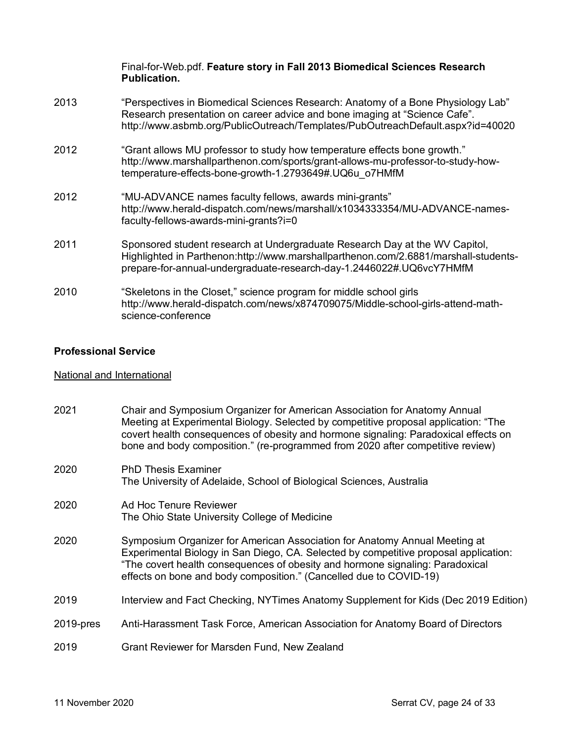Final-for-Web.pdf. **Feature story in Fall 2013 Biomedical Sciences Research Publication.**

2013 "Perspectives in Biomedical Sciences Research: Anatomy of a Bone Physiology Lab" Research presentation on career advice and bone imaging at "Science Cafe". http://www.asbmb.org/PublicOutreach/Templates/PubOutreachDefault.aspx?id=40020

2012 "Grant allows MU professor to study how temperature effects bone growth." http://www.marshallparthenon.com/sports/grant-allows-mu-professor-to-study-how-temperature-effects-bone-growth-1.2793649#.UQ6u_o7HMfM

2012 "MU-ADVANCE names faculty fellows, awards mini-grants" http://www.herald-dispatch.com/news/marshall/x1034333354/MU-ADVANCE-names-faculty-fellows-awards-mini-grants?i=0

2011 Sponsored student research at Undergraduate Research Day at the WV Capitol, Highlighted in Parthenon:http://www.marshallparthenon.com/2.6881/marshall-students-prepare-for-annual-undergraduate-research-day-1.2446022#.UQ6vcY7HMfM

2010 "Skeletons in the Closet," science program for middle school girls http://www.herald-dispatch.com/news/x874709075/Middle-school-girls-attend-math-science-conference

## Professional Service

National and International

2021 Chair and Symposium Organizer for American Association for Anatomy Annual Meeting at Experimental Biology. Selected by competitive proposal application: "The covert health consequences of obesity and hormone signaling: Paradoxical effects on bone and body composition." (re-programmed from 2020 after competitive review)

2020 PhD Thesis Examiner
The University of Adelaide, School of Biological Sciences, Australia

2020 Ad Hoc Tenure Reviewer
The Ohio State University College of Medicine

2020 Symposium Organizer for American Association for Anatomy Annual Meeting at Experimental Biology in San Diego, CA. Selected by competitive proposal application: "The covert health consequences of obesity and hormone signaling: Paradoxical effects on bone and body composition." (Cancelled due to COVID-19)

2019 Interview and Fact Checking, NYTimes Anatomy Supplement for Kids (Dec 2019 Edition)

2019-pres Anti-Harassment Task Force, American Association for Anatomy Board of Directors

2019 Grant Reviewer for Marsden Fund, New Zealand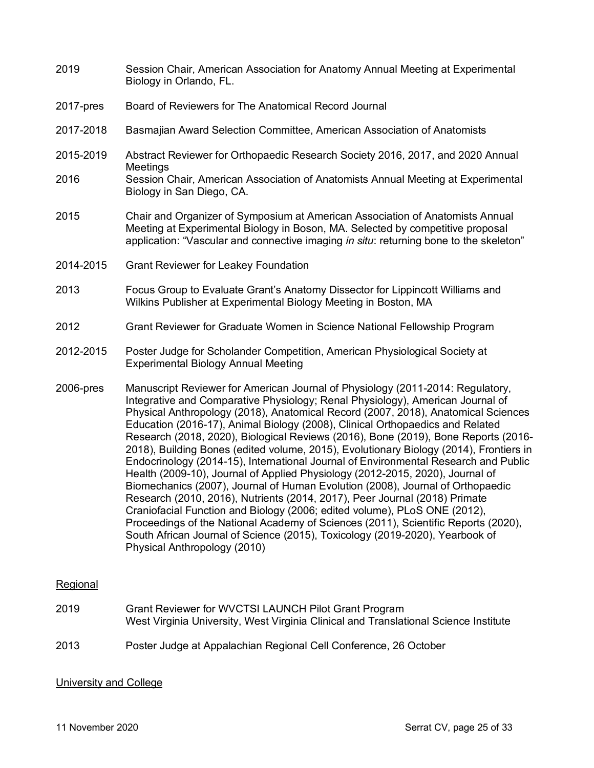2019 Session Chair, American Association for Anatomy Annual Meeting at Experimental Biology in Orlando, FL.

2017-pres Board of Reviewers for The Anatomical Record Journal

2017-2018 Basmajian Award Selection Committee, American Association of Anatomists

2015-2019 Abstract Reviewer for Orthopaedic Research Society 2016, 2017, and 2020 Annual Meetings

2016 Session Chair, American Association of Anatomists Annual Meeting at Experimental Biology in San Diego, CA.

2015 Chair and Organizer of Symposium at American Association of Anatomists Annual Meeting at Experimental Biology in Boson, MA. Selected by competitive proposal application: "Vascular and connective imaging *in situ*: returning bone to the skeleton"

2014-2015 Grant Reviewer for Leakey Foundation

2013 Focus Group to Evaluate Grant's Anatomy Dissector for Lippincott Williams and Wilkins Publisher at Experimental Biology Meeting in Boston, MA

2012 Grant Reviewer for Graduate Women in Science National Fellowship Program

2012-2015 Poster Judge for Scholander Competition, American Physiological Society at Experimental Biology Annual Meeting

2006-pres Manuscript Reviewer for American Journal of Physiology (2011-2014: Regulatory, Integrative and Comparative Physiology; Renal Physiology), American Journal of Physical Anthropology (2018), Anatomical Record (2007, 2018), Anatomical Sciences Education (2016-17), Animal Biology (2008), Clinical Orthopaedics and Related Research (2018, 2020), Biological Reviews (2016), Bone (2019), Bone Reports (2016-2018), Building Bones (edited volume, 2015), Evolutionary Biology (2014), Frontiers in Endocrinology (2014-15), International Journal of Environmental Research and Public Health (2009-10), Journal of Applied Physiology (2012-2015, 2020), Journal of Biomechanics (2007), Journal of Human Evolution (2008), Journal of Orthopaedic Research (2010, 2016), Nutrients (2014, 2017), Peer Journal (2018) Primate Craniofacial Function and Biology (2006; edited volume), PLoS ONE (2012), Proceedings of the National Academy of Sciences (2011), Scientific Reports (2020), South African Journal of Science (2015), Toxicology (2019-2020), Yearbook of Physical Anthropology (2010)

<u>Regional</u>

2019 Grant Reviewer for WVCTSI LAUNCH Pilot Grant Program
West Virginia University, West Virginia Clinical and Translational Science Institute

2013 Poster Judge at Appalachian Regional Cell Conference, 26 October

<u>University and College</u>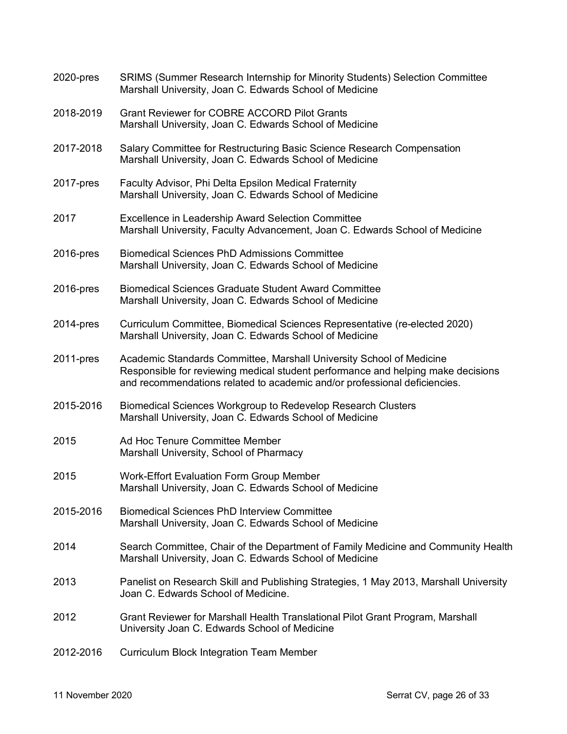| | |
|---|---|
| 2020-pres | SRIMS (Summer Research Internship for Minority Students) Selection Committee<br>Marshall University, Joan C. Edwards School of Medicine |
| 2018-2019 | Grant Reviewer for COBRE ACCORD Pilot Grants<br>Marshall University, Joan C. Edwards School of Medicine |
| 2017-2018 | Salary Committee for Restructuring Basic Science Research Compensation<br>Marshall University, Joan C. Edwards School of Medicine |
| 2017-pres | Faculty Advisor, Phi Delta Epsilon Medical Fraternity<br>Marshall University, Joan C. Edwards School of Medicine |
| 2017 | Excellence in Leadership Award Selection Committee<br>Marshall University, Faculty Advancement, Joan C. Edwards School of Medicine |
| 2016-pres | Biomedical Sciences PhD Admissions Committee<br>Marshall University, Joan C. Edwards School of Medicine |
| 2016-pres | Biomedical Sciences Graduate Student Award Committee<br>Marshall University, Joan C. Edwards School of Medicine |
| 2014-pres | Curriculum Committee, Biomedical Sciences Representative (re-elected 2020)<br>Marshall University, Joan C. Edwards School of Medicine |
| 2011-pres | Academic Standards Committee, Marshall University School of Medicine<br>Responsible for reviewing medical student performance and helping make decisions and recommendations related to academic and/or professional deficiencies. |
| 2015-2016 | Biomedical Sciences Workgroup to Redevelop Research Clusters<br>Marshall University, Joan C. Edwards School of Medicine |
| 2015 | Ad Hoc Tenure Committee Member<br>Marshall University, School of Pharmacy |
| 2015 | Work-Effort Evaluation Form Group Member<br>Marshall University, Joan C. Edwards School of Medicine |
| 2015-2016 | Biomedical Sciences PhD Interview Committee<br>Marshall University, Joan C. Edwards School of Medicine |
| 2014 | Search Committee, Chair of the Department of Family Medicine and Community Health<br>Marshall University, Joan C. Edwards School of Medicine |
| 2013 | Panelist on Research Skill and Publishing Strategies, 1 May 2013, Marshall University Joan C. Edwards School of Medicine. |
| 2012 | Grant Reviewer for Marshall Health Translational Pilot Grant Program, Marshall University Joan C. Edwards School of Medicine |
| 2012-2016 | Curriculum Block Integration Team Member |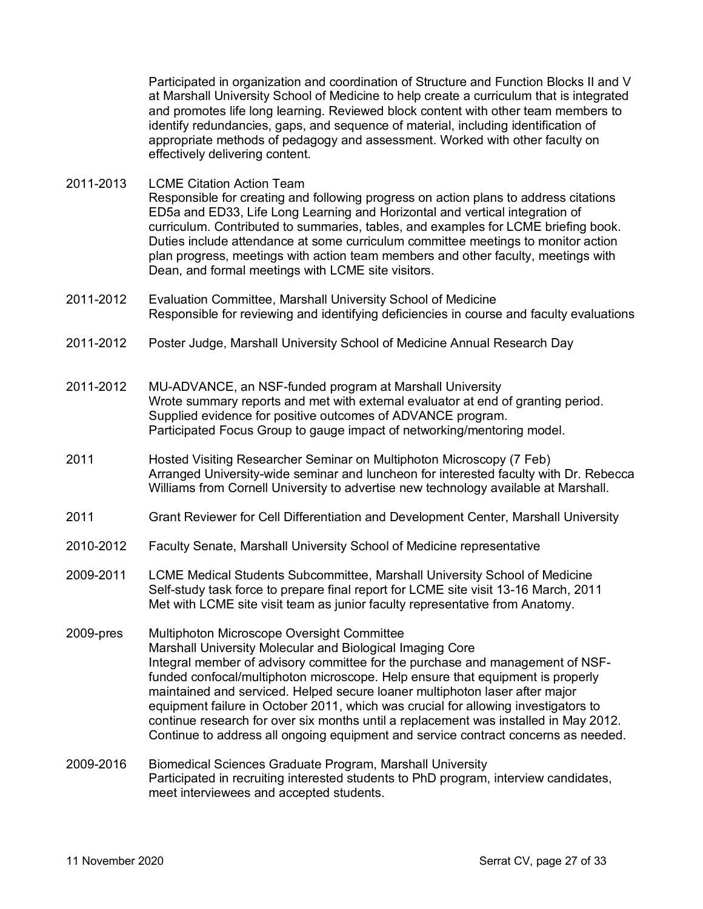Participated in organization and coordination of Structure and Function Blocks II and V at Marshall University School of Medicine to help create a curriculum that is integrated and promotes life long learning. Reviewed block content with other team members to identify redundancies, gaps, and sequence of material, including identification of appropriate methods of pedagogy and assessment. Worked with other faculty on effectively delivering content.

2011-2013 LCME Citation Action Team
Responsible for creating and following progress on action plans to address citations ED5a and ED33, Life Long Learning and Horizontal and vertical integration of curriculum. Contributed to summaries, tables, and examples for LCME briefing book. Duties include attendance at some curriculum committee meetings to monitor action plan progress, meetings with action team members and other faculty, meetings with Dean, and formal meetings with LCME site visitors.

2011-2012 Evaluation Committee, Marshall University School of Medicine
Responsible for reviewing and identifying deficiencies in course and faculty evaluations

2011-2012 Poster Judge, Marshall University School of Medicine Annual Research Day

2011-2012 MU-ADVANCE, an NSF-funded program at Marshall University
Wrote summary reports and met with external evaluator at end of granting period.
Supplied evidence for positive outcomes of ADVANCE program.
Participated Focus Group to gauge impact of networking/mentoring model.

2011 Hosted Visiting Researcher Seminar on Multiphoton Microscopy (7 Feb)
Arranged University-wide seminar and luncheon for interested faculty with Dr. Rebecca Williams from Cornell University to advertise new technology available at Marshall.

2011 Grant Reviewer for Cell Differentiation and Development Center, Marshall University

2010-2012 Faculty Senate, Marshall University School of Medicine representative

2009-2011 LCME Medical Students Subcommittee, Marshall University School of Medicine
Self-study task force to prepare final report for LCME site visit 13-16 March, 2011
Met with LCME site visit team as junior faculty representative from Anatomy.

2009-pres Multiphoton Microscope Oversight Committee
Marshall University Molecular and Biological Imaging Core
Integral member of advisory committee for the purchase and management of NSF-funded confocal/multiphoton microscope. Help ensure that equipment is properly maintained and serviced. Helped secure loaner multiphoton laser after major equipment failure in October 2011, which was crucial for allowing investigators to continue research for over six months until a replacement was installed in May 2012. Continue to address all ongoing equipment and service contract concerns as needed.

2009-2016 Biomedical Sciences Graduate Program, Marshall University
Participated in recruiting interested students to PhD program, interview candidates, meet interviewees and accepted students.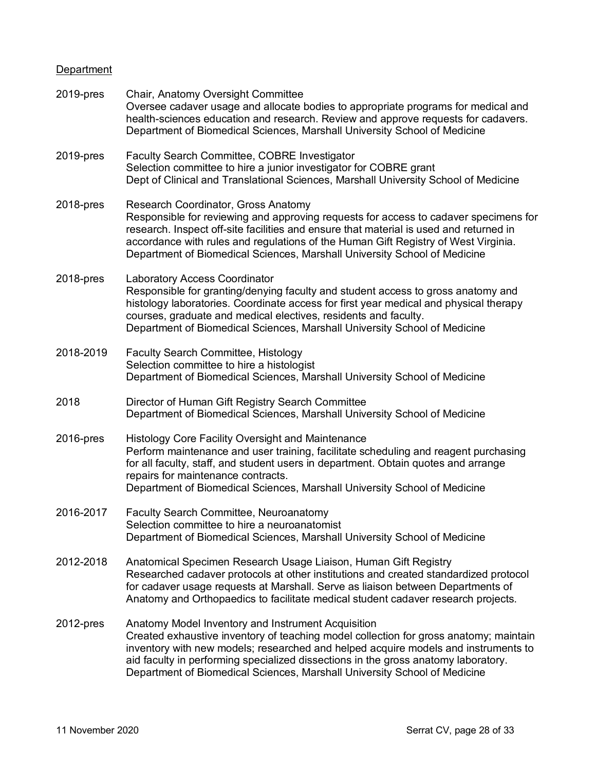Department

2019-pres — Chair, Anatomy Oversight Committee
Oversee cadaver usage and allocate bodies to appropriate programs for medical and health-sciences education and research. Review and approve requests for cadavers.
Department of Biomedical Sciences, Marshall University School of Medicine

2019-pres — Faculty Search Committee, COBRE Investigator
Selection committee to hire a junior investigator for COBRE grant
Dept of Clinical and Translational Sciences, Marshall University School of Medicine

2018-pres — Research Coordinator, Gross Anatomy
Responsible for reviewing and approving requests for access to cadaver specimens for research. Inspect off-site facilities and ensure that material is used and returned in accordance with rules and regulations of the Human Gift Registry of West Virginia.
Department of Biomedical Sciences, Marshall University School of Medicine

2018-pres — Laboratory Access Coordinator
Responsible for granting/denying faculty and student access to gross anatomy and histology laboratories. Coordinate access for first year medical and physical therapy courses, graduate and medical electives, residents and faculty.
Department of Biomedical Sciences, Marshall University School of Medicine

2018-2019 — Faculty Search Committee, Histology
Selection committee to hire a histologist
Department of Biomedical Sciences, Marshall University School of Medicine

2018 — Director of Human Gift Registry Search Committee
Department of Biomedical Sciences, Marshall University School of Medicine

2016-pres — Histology Core Facility Oversight and Maintenance
Perform maintenance and user training, facilitate scheduling and reagent purchasing for all faculty, staff, and student users in department. Obtain quotes and arrange repairs for maintenance contracts.
Department of Biomedical Sciences, Marshall University School of Medicine

2016-2017 — Faculty Search Committee, Neuroanatomy
Selection committee to hire a neuroanatomist
Department of Biomedical Sciences, Marshall University School of Medicine

2012-2018 — Anatomical Specimen Research Usage Liaison, Human Gift Registry
Researched cadaver protocols at other institutions and created standardized protocol for cadaver usage requests at Marshall. Serve as liaison between Departments of Anatomy and Orthopaedics to facilitate medical student cadaver research projects.

2012-pres — Anatomy Model Inventory and Instrument Acquisition
Created exhaustive inventory of teaching model collection for gross anatomy; maintain inventory with new models; researched and helped acquire models and instruments to aid faculty in performing specialized dissections in the gross anatomy laboratory.
Department of Biomedical Sciences, Marshall University School of Medicine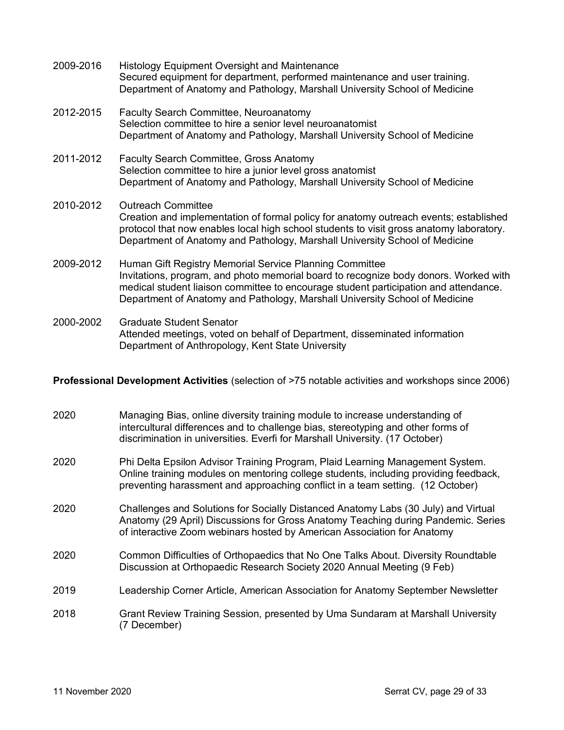2009-2016 Histology Equipment Oversight and Maintenance
Secured equipment for department, performed maintenance and user training.
Department of Anatomy and Pathology, Marshall University School of Medicine

2012-2015 Faculty Search Committee, Neuroanatomy
Selection committee to hire a senior level neuroanatomist
Department of Anatomy and Pathology, Marshall University School of Medicine

2011-2012 Faculty Search Committee, Gross Anatomy
Selection committee to hire a junior level gross anatomist
Department of Anatomy and Pathology, Marshall University School of Medicine

2010-2012 Outreach Committee
Creation and implementation of formal policy for anatomy outreach events; established protocol that now enables local high school students to visit gross anatomy laboratory.
Department of Anatomy and Pathology, Marshall University School of Medicine

2009-2012 Human Gift Registry Memorial Service Planning Committee
Invitations, program, and photo memorial board to recognize body donors. Worked with medical student liaison committee to encourage student participation and attendance.
Department of Anatomy and Pathology, Marshall University School of Medicine

2000-2002 Graduate Student Senator
Attended meetings, voted on behalf of Department, disseminated information
Department of Anthropology, Kent State University

**Professional Development Activities** (selection of >75 notable activities and workshops since 2006)

2020 Managing Bias, online diversity training module to increase understanding of intercultural differences and to challenge bias, stereotyping and other forms of discrimination in universities. Everfi for Marshall University. (17 October)

2020 Phi Delta Epsilon Advisor Training Program, Plaid Learning Management System. Online training modules on mentoring college students, including providing feedback, preventing harassment and approaching conflict in a team setting. (12 October)

2020 Challenges and Solutions for Socially Distanced Anatomy Labs (30 July) and Virtual Anatomy (29 April) Discussions for Gross Anatomy Teaching during Pandemic. Series of interactive Zoom webinars hosted by American Association for Anatomy

2020 Common Difficulties of Orthopaedics that No One Talks About. Diversity Roundtable Discussion at Orthopaedic Research Society 2020 Annual Meeting (9 Feb)

2019 Leadership Corner Article, American Association for Anatomy September Newsletter

2018 Grant Review Training Session, presented by Uma Sundaram at Marshall University (7 December)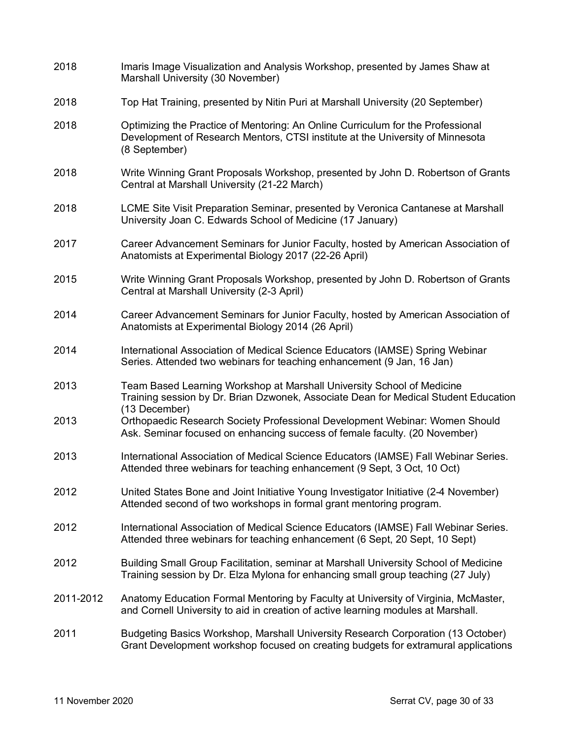2018 Imaris Image Visualization and Analysis Workshop, presented by James Shaw at Marshall University (30 November)

2018 Top Hat Training, presented by Nitin Puri at Marshall University (20 September)

2018 Optimizing the Practice of Mentoring: An Online Curriculum for the Professional Development of Research Mentors, CTSI institute at the University of Minnesota (8 September)

2018 Write Winning Grant Proposals Workshop, presented by John D. Robertson of Grants Central at Marshall University (21-22 March)

2018 LCME Site Visit Preparation Seminar, presented by Veronica Cantanese at Marshall University Joan C. Edwards School of Medicine (17 January)

2017 Career Advancement Seminars for Junior Faculty, hosted by American Association of Anatomists at Experimental Biology 2017 (22-26 April)

2015 Write Winning Grant Proposals Workshop, presented by John D. Robertson of Grants Central at Marshall University (2-3 April)

2014 Career Advancement Seminars for Junior Faculty, hosted by American Association of Anatomists at Experimental Biology 2014 (26 April)

2014 International Association of Medical Science Educators (IAMSE) Spring Webinar Series. Attended two webinars for teaching enhancement (9 Jan, 16 Jan)

2013 Team Based Learning Workshop at Marshall University School of Medicine Training session by Dr. Brian Dzwonek, Associate Dean for Medical Student Education (13 December)

2013 Orthopaedic Research Society Professional Development Webinar: Women Should Ask. Seminar focused on enhancing success of female faculty. (20 November)

2013 International Association of Medical Science Educators (IAMSE) Fall Webinar Series. Attended three webinars for teaching enhancement (9 Sept, 3 Oct, 10 Oct)

2012 United States Bone and Joint Initiative Young Investigator Initiative (2-4 November) Attended second of two workshops in formal grant mentoring program.

2012 International Association of Medical Science Educators (IAMSE) Fall Webinar Series. Attended three webinars for teaching enhancement (6 Sept, 20 Sept, 10 Sept)

2012 Building Small Group Facilitation, seminar at Marshall University School of Medicine Training session by Dr. Elza Mylona for enhancing small group teaching (27 July)

2011-2012 Anatomy Education Formal Mentoring by Faculty at University of Virginia, McMaster, and Cornell University to aid in creation of active learning modules at Marshall.

2011 Budgeting Basics Workshop, Marshall University Research Corporation (13 October) Grant Development workshop focused on creating budgets for extramural applications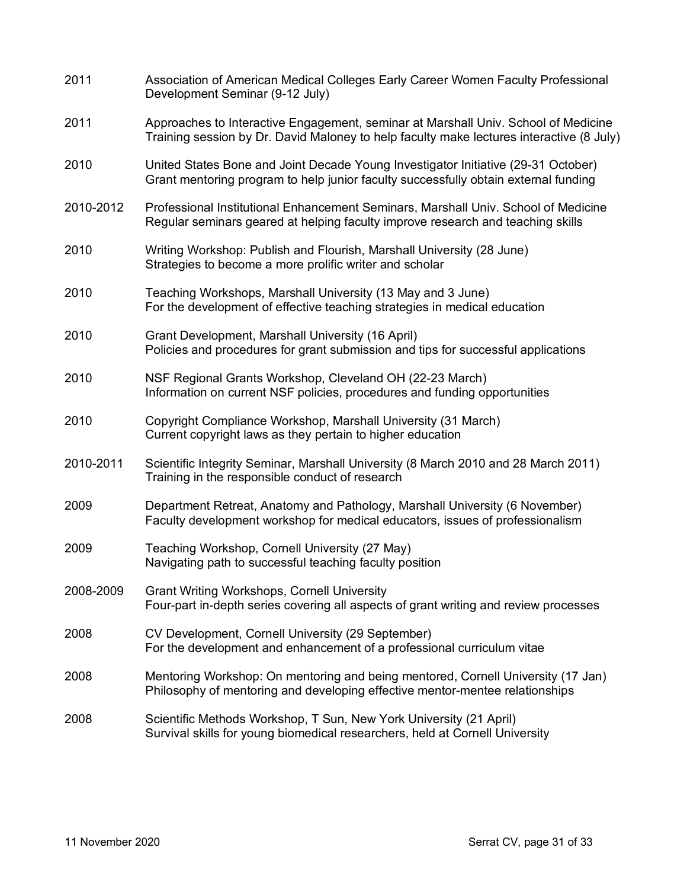| | |
|---|---|
| 2011 | Association of American Medical Colleges Early Career Women Faculty Professional Development Seminar (9-12 July) |
| 2011 | Approaches to Interactive Engagement, seminar at Marshall Univ. School of Medicine<br>Training session by Dr. David Maloney to help faculty make lectures interactive (8 July) |
| 2010 | United States Bone and Joint Decade Young Investigator Initiative (29-31 October)<br>Grant mentoring program to help junior faculty successfully obtain external funding |
| 2010-2012 | Professional Institutional Enhancement Seminars, Marshall Univ. School of Medicine<br>Regular seminars geared at helping faculty improve research and teaching skills |
| 2010 | Writing Workshop: Publish and Flourish, Marshall University (28 June)<br>Strategies to become a more prolific writer and scholar |
| 2010 | Teaching Workshops, Marshall University (13 May and 3 June)<br>For the development of effective teaching strategies in medical education |
| 2010 | Grant Development, Marshall University (16 April)<br>Policies and procedures for grant submission and tips for successful applications |
| 2010 | NSF Regional Grants Workshop, Cleveland OH (22-23 March)<br>Information on current NSF policies, procedures and funding opportunities |
| 2010 | Copyright Compliance Workshop, Marshall University (31 March)<br>Current copyright laws as they pertain to higher education |
| 2010-2011 | Scientific Integrity Seminar, Marshall University (8 March 2010 and 28 March 2011)<br>Training in the responsible conduct of research |
| 2009 | Department Retreat, Anatomy and Pathology, Marshall University (6 November)<br>Faculty development workshop for medical educators, issues of professionalism |
| 2009 | Teaching Workshop, Cornell University (27 May)<br>Navigating path to successful teaching faculty position |
| 2008-2009 | Grant Writing Workshops, Cornell University<br>Four-part in-depth series covering all aspects of grant writing and review processes |
| 2008 | CV Development, Cornell University (29 September)<br>For the development and enhancement of a professional curriculum vitae |
| 2008 | Mentoring Workshop: On mentoring and being mentored, Cornell University (17 Jan)<br>Philosophy of mentoring and developing effective mentor-mentee relationships |
| 2008 | Scientific Methods Workshop, T Sun, New York University (21 April)<br>Survival skills for young biomedical researchers, held at Cornell University |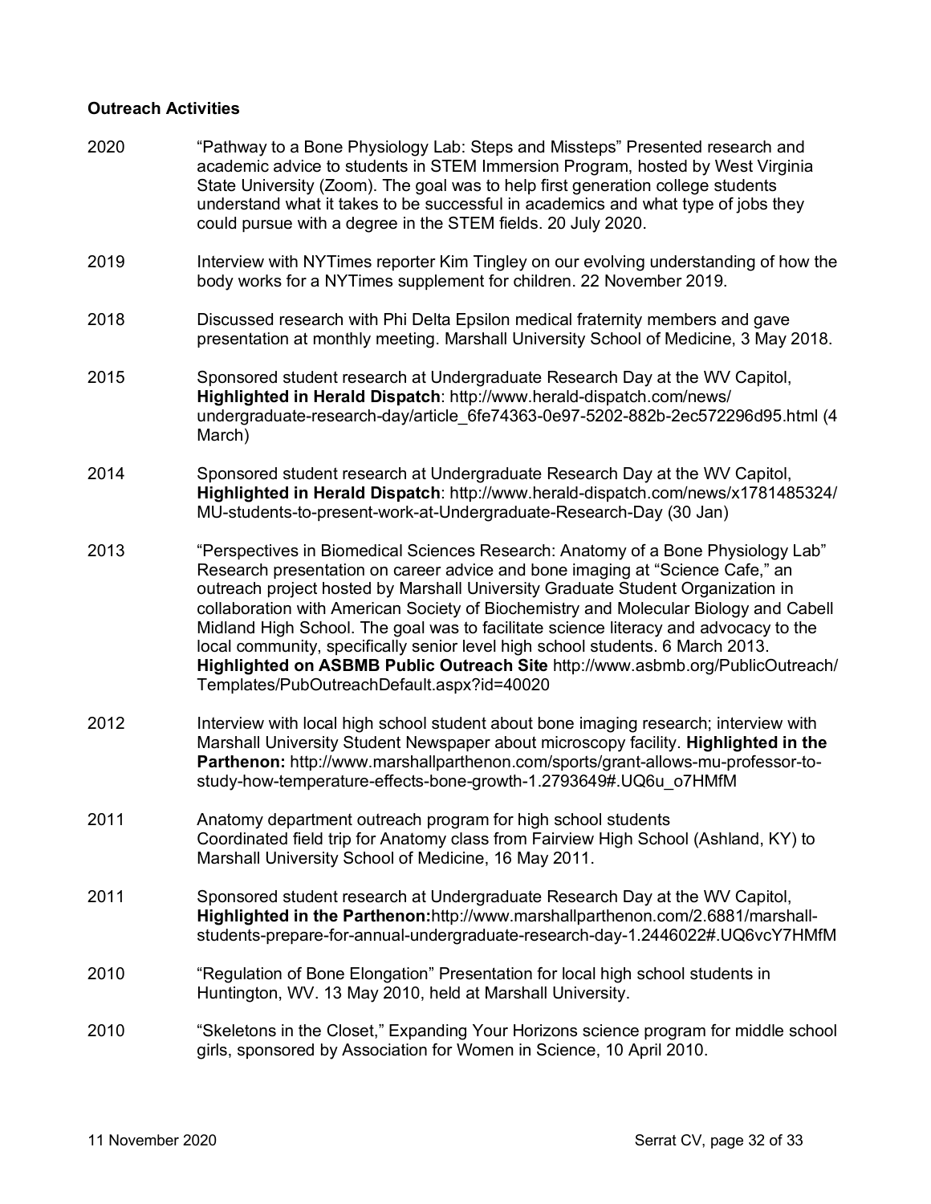**Outreach Activities**

2020 "Pathway to a Bone Physiology Lab: Steps and Missteps" Presented research and academic advice to students in STEM Immersion Program, hosted by West Virginia State University (Zoom). The goal was to help first generation college students understand what it takes to be successful in academics and what type of jobs they could pursue with a degree in the STEM fields. 20 July 2020.

2019 Interview with NYTimes reporter Kim Tingley on our evolving understanding of how the body works for a NYTimes supplement for children. 22 November 2019.

2018 Discussed research with Phi Delta Epsilon medical fraternity members and gave presentation at monthly meeting. Marshall University School of Medicine, 3 May 2018.

2015 Sponsored student research at Undergraduate Research Day at the WV Capitol, **Highlighted in Herald Dispatch**: http://www.herald-dispatch.com/news/undergraduate-research-day/article_6fe74363-0e97-5202-882b-2ec572296d95.html (4 March)

2014 Sponsored student research at Undergraduate Research Day at the WV Capitol, **Highlighted in Herald Dispatch**: http://www.herald-dispatch.com/news/x1781485324/MU-students-to-present-work-at-Undergraduate-Research-Day (30 Jan)

2013 "Perspectives in Biomedical Sciences Research: Anatomy of a Bone Physiology Lab" Research presentation on career advice and bone imaging at "Science Cafe," an outreach project hosted by Marshall University Graduate Student Organization in collaboration with American Society of Biochemistry and Molecular Biology and Cabell Midland High School. The goal was to facilitate science literacy and advocacy to the local community, specifically senior level high school students. 6 March 2013. **Highlighted on ASBMB Public Outreach Site** http://www.asbmb.org/PublicOutreach/Templates/PubOutreachDefault.aspx?id=40020

2012 Interview with local high school student about bone imaging research; interview with Marshall University Student Newspaper about microscopy facility. **Highlighted in the Parthenon:** http://www.marshallparthenon.com/sports/grant-allows-mu-professor-to-study-how-temperature-effects-bone-growth-1.2793649#.UQ6u_o7HMfM

2011 Anatomy department outreach program for high school students
Coordinated field trip for Anatomy class from Fairview High School (Ashland, KY) to Marshall University School of Medicine, 16 May 2011.

2011 Sponsored student research at Undergraduate Research Day at the WV Capitol, **Highlighted in the Parthenon:**http://www.marshallparthenon.com/2.6881/marshall-students-prepare-for-annual-undergraduate-research-day-1.2446022#.UQ6vcY7HMfM

2010 "Regulation of Bone Elongation" Presentation for local high school students in Huntington, WV. 13 May 2010, held at Marshall University.

2010 "Skeletons in the Closet," Expanding Your Horizons science program for middle school girls, sponsored by Association for Women in Science, 10 April 2010.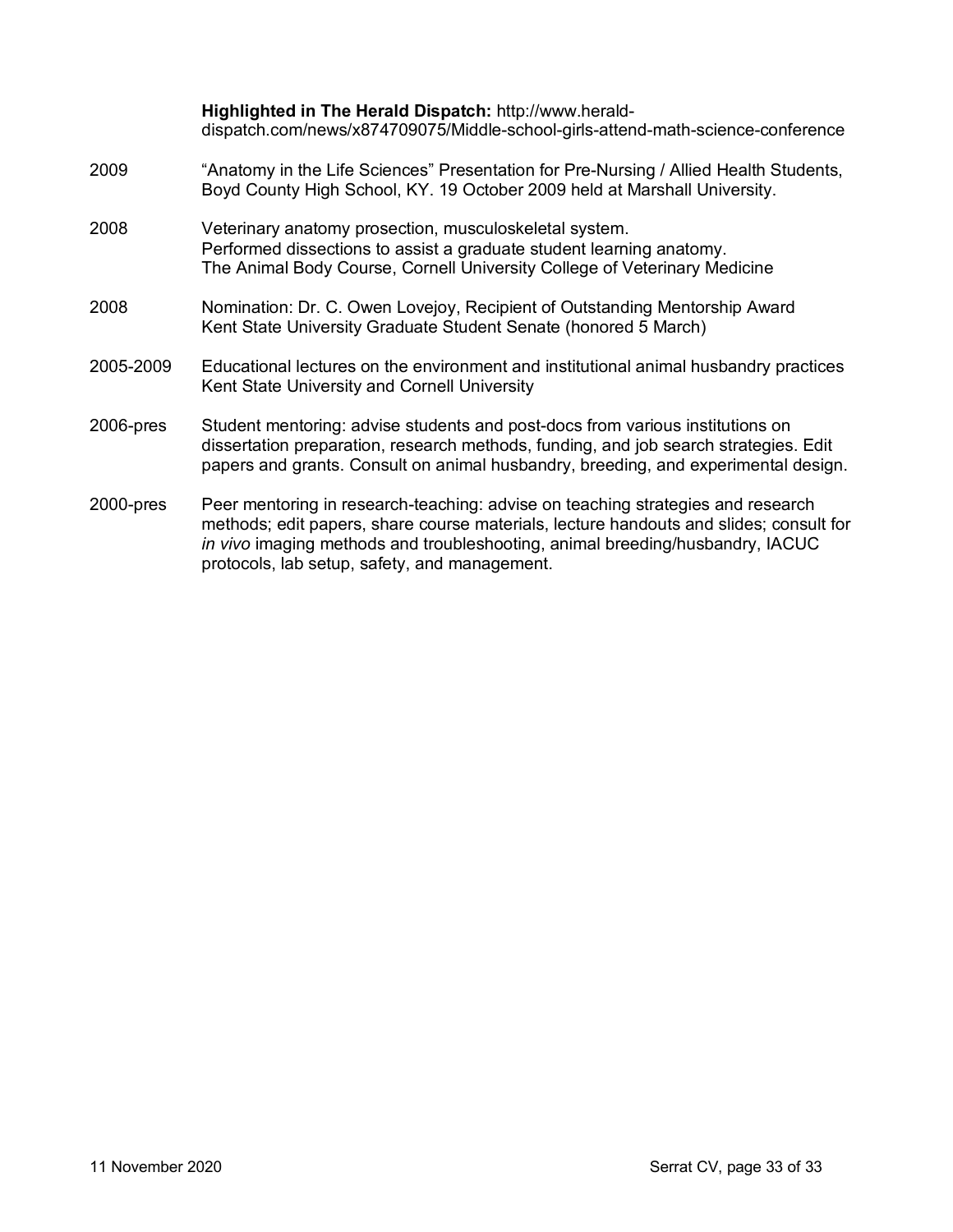**Highlighted in The Herald Dispatch:** http://www.herald-dispatch.com/news/x874709075/Middle-school-girls-attend-math-science-conference

2009 "Anatomy in the Life Sciences" Presentation for Pre-Nursing / Allied Health Students, Boyd County High School, KY. 19 October 2009 held at Marshall University.

2008 Veterinary anatomy prosection, musculoskeletal system.
Performed dissections to assist a graduate student learning anatomy.
The Animal Body Course, Cornell University College of Veterinary Medicine

2008 Nomination: Dr. C. Owen Lovejoy, Recipient of Outstanding Mentorship Award
Kent State University Graduate Student Senate (honored 5 March)

2005-2009 Educational lectures on the environment and institutional animal husbandry practices
Kent State University and Cornell University

2006-pres Student mentoring: advise students and post-docs from various institutions on dissertation preparation, research methods, funding, and job search strategies. Edit papers and grants. Consult on animal husbandry, breeding, and experimental design.

2000-pres Peer mentoring in research-teaching: advise on teaching strategies and research methods; edit papers, share course materials, lecture handouts and slides; consult for *in vivo* imaging methods and troubleshooting, animal breeding/husbandry, IACUC protocols, lab setup, safety, and management.